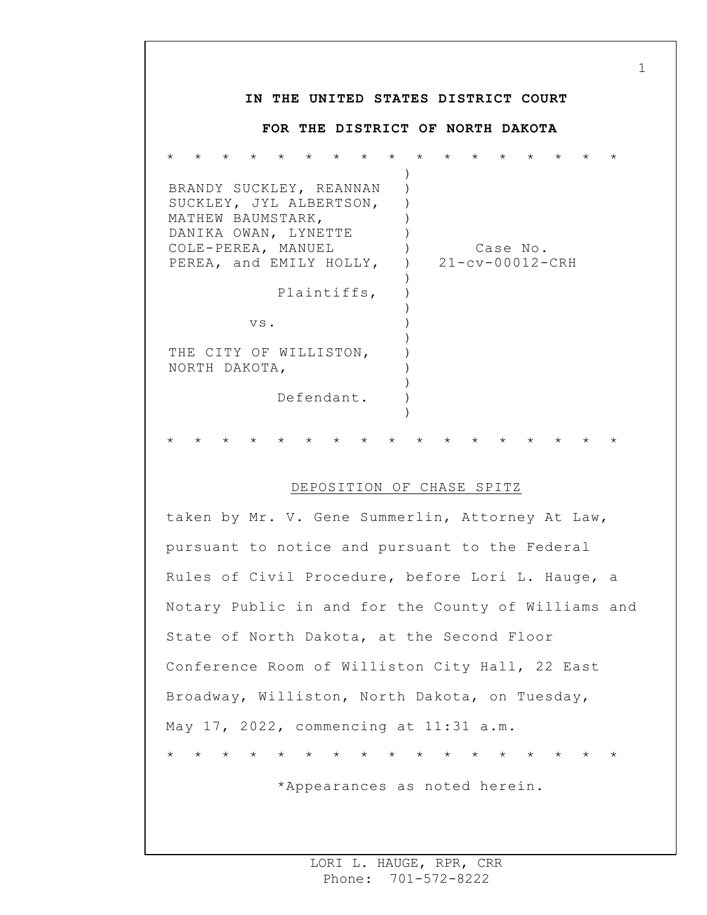**IN THE UNITED STATES DISTRICT COURT**

**FOR THE DISTRICT OF NORTH DAKOTA**

* * * * * * * * * * * * * * * * *

| | |
|---|---|
| BRANDY SUCKLEY, REANNAN SUCKLEY, JYL ALBERTSON, MATHEW BAUMSTARK, DANIKA OWAN, LYNETTE COLE-PEREA, MANUEL PEREA, and EMILY HOLLY, | Case No. 21-cv-00012-CRH |
| Plaintiffs, | |
| vs. | |
| THE CITY OF WILLISTON, NORTH DAKOTA, | |
| Defendant. | |

* * * * * * * * * * * * * * * * *

DEPOSITION OF CHASE SPITZ

taken by Mr. V. Gene Summerlin, Attorney At Law, pursuant to notice and pursuant to the Federal Rules of Civil Procedure, before Lori L. Hauge, a Notary Public in and for the County of Williams and State of North Dakota, at the Second Floor Conference Room of Williston City Hall, 22 East Broadway, Williston, North Dakota, on Tuesday, May 17, 2022, commencing at 11:31 a.m.

* * * * * * * * * * * * * * * * *

*Appearances as noted herein.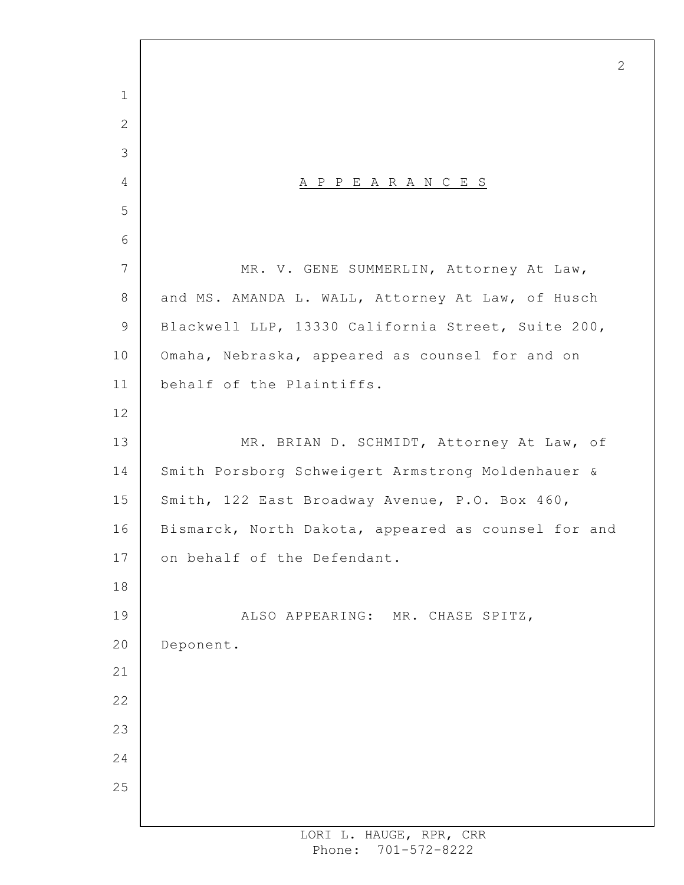# A P P E A R A N C E S

MR. V. GENE SUMMERLIN, Attorney At Law, and MS. AMANDA L. WALL, Attorney At Law, of Husch Blackwell LLP, 13330 California Street, Suite 200, Omaha, Nebraska, appeared as counsel for and on behalf of the Plaintiffs.

MR. BRIAN D. SCHMIDT, Attorney At Law, of Smith Porsborg Schweigert Armstrong Moldenhauer & Smith, 122 East Broadway Avenue, P.O. Box 460, Bismarck, North Dakota, appeared as counsel for and on behalf of the Defendant.

ALSO APPEARING: MR. CHASE SPITZ, Deponent.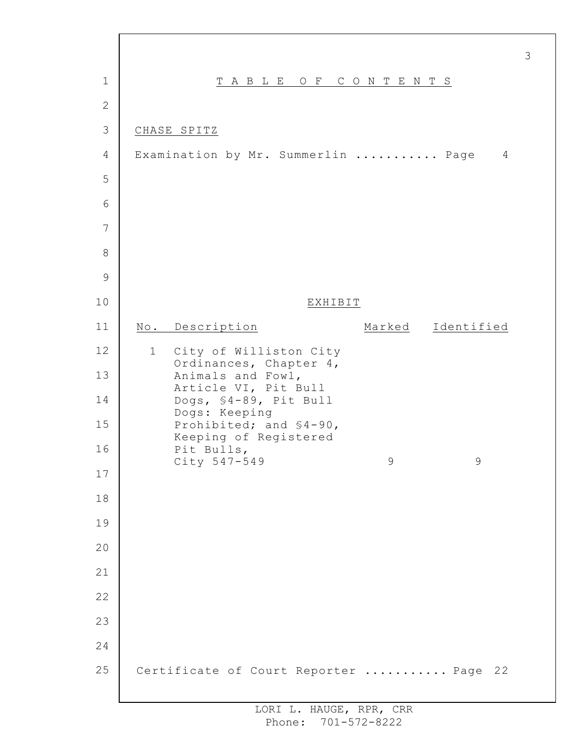# T A B L E  O F  C O N T E N T S

CHASE SPITZ

Examination by Mr. Summerlin ........... Page 4

## EXHIBIT

| No. | Description | Marked | Identified |
|---|---|---|---|
| 1 | City of Williston City Ordinances, Chapter 4, Animals and Fowl, Article VI, Pit Bull Dogs, §4-89, Pit Bull Dogs: Keeping Prohibited; and §4-90, Keeping of Registered Pit Bulls, City 547-549 | 9 | 9 |

Certificate of Court Reporter ........... Page 22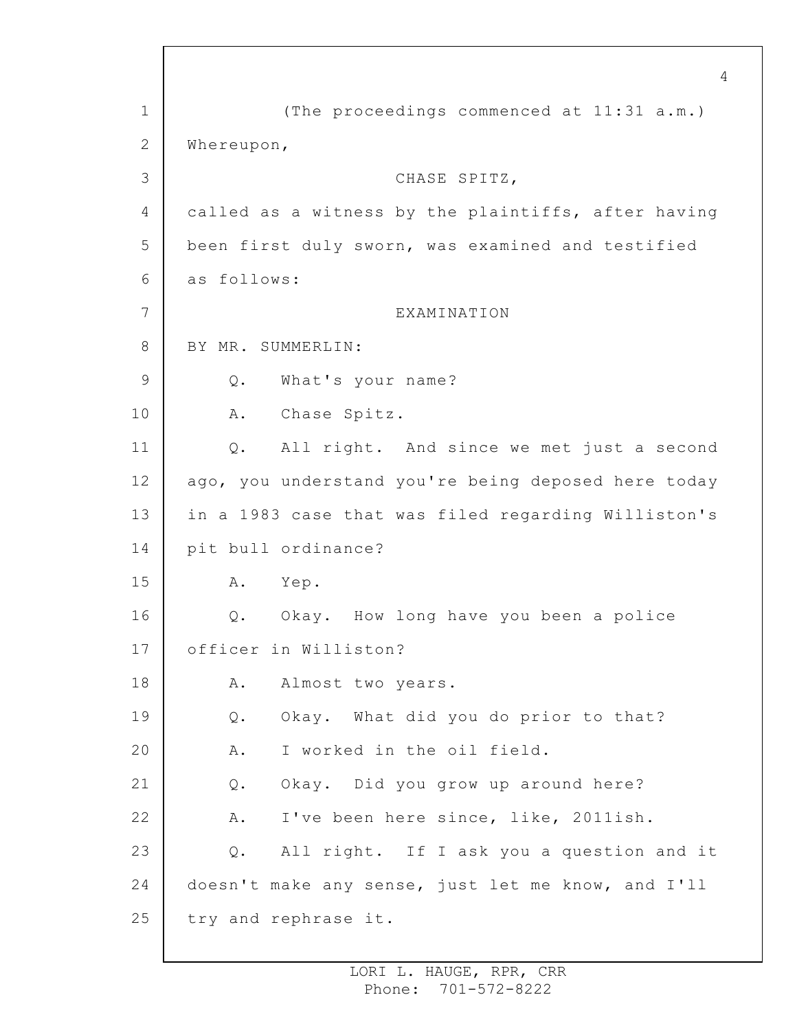(The proceedings commenced at 11:31 a.m.)

Whereupon,

CHASE SPITZ,

called as a witness by the plaintiffs, after having been first duly sworn, was examined and testified as follows:

EXAMINATION

BY MR. SUMMERLIN:

Q. What's your name?

A. Chase Spitz.

Q. All right. And since we met just a second ago, you understand you're being deposed here today in a 1983 case that was filed regarding Williston's pit bull ordinance?

A. Yep.

Q. Okay. How long have you been a police officer in Williston?

A. Almost two years.

Q. Okay. What did you do prior to that?

A. I worked in the oil field.

Q. Okay. Did you grow up around here?

A. I've been here since, like, 2011ish.

Q. All right. If I ask you a question and it doesn't make any sense, just let me know, and I'll try and rephrase it.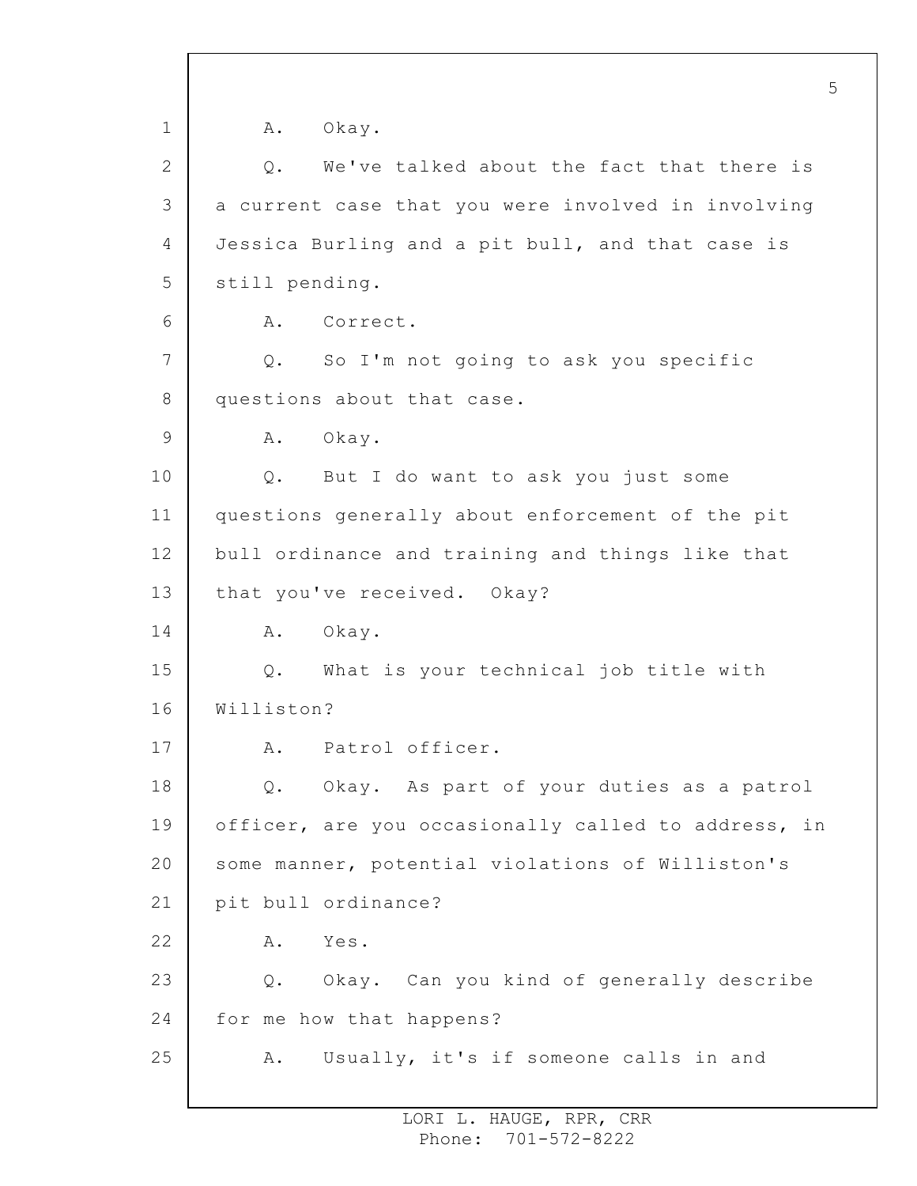A. Okay.

Q. We've talked about the fact that there is a current case that you were involved in involving Jessica Burling and a pit bull, and that case is still pending.

A. Correct.

Q. So I'm not going to ask you specific questions about that case.

A. Okay.

Q. But I do want to ask you just some questions generally about enforcement of the pit bull ordinance and training and things like that that you've received. Okay?

A. Okay.

Q. What is your technical job title with Williston?

A. Patrol officer.

Q. Okay. As part of your duties as a patrol officer, are you occasionally called to address, in some manner, potential violations of Williston's pit bull ordinance?

A. Yes.

Q. Okay. Can you kind of generally describe for me how that happens?

A. Usually, it's if someone calls in and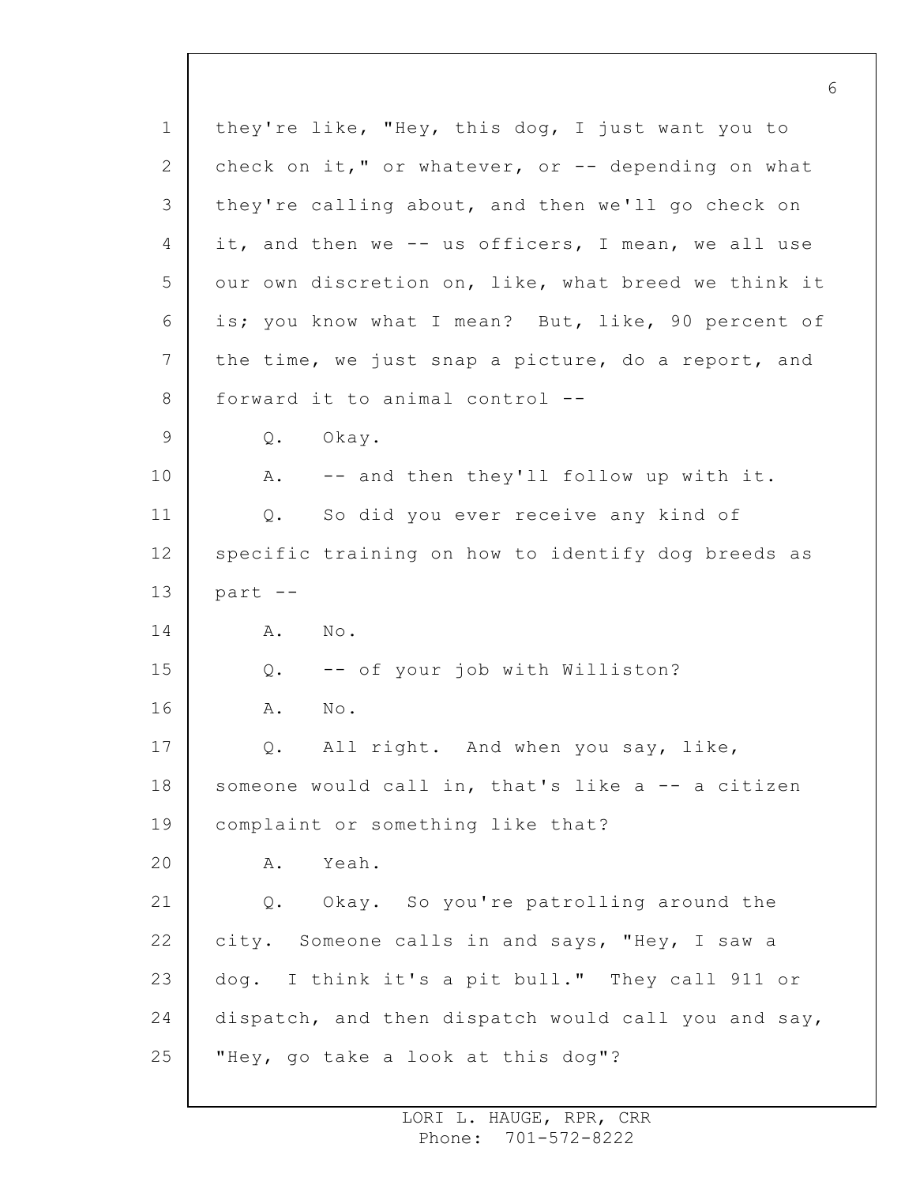they're like, "Hey, this dog, I just want you to check on it," or whatever, or -- depending on what they're calling about, and then we'll go check on it, and then we -- us officers, I mean, we all use our own discretion on, like, what breed we think it is; you know what I mean? But, like, 90 percent of the time, we just snap a picture, do a report, and forward it to animal control --

Q. Okay.

A. -- and then they'll follow up with it.

Q. So did you ever receive any kind of specific training on how to identify dog breeds as part --

A. No.

Q. -- of your job with Williston?

A. No.

Q. All right. And when you say, like, someone would call in, that's like a -- a citizen complaint or something like that?

A. Yeah.

Q. Okay. So you're patrolling around the city. Someone calls in and says, "Hey, I saw a dog. I think it's a pit bull." They call 911 or dispatch, and then dispatch would call you and say, "Hey, go take a look at this dog"?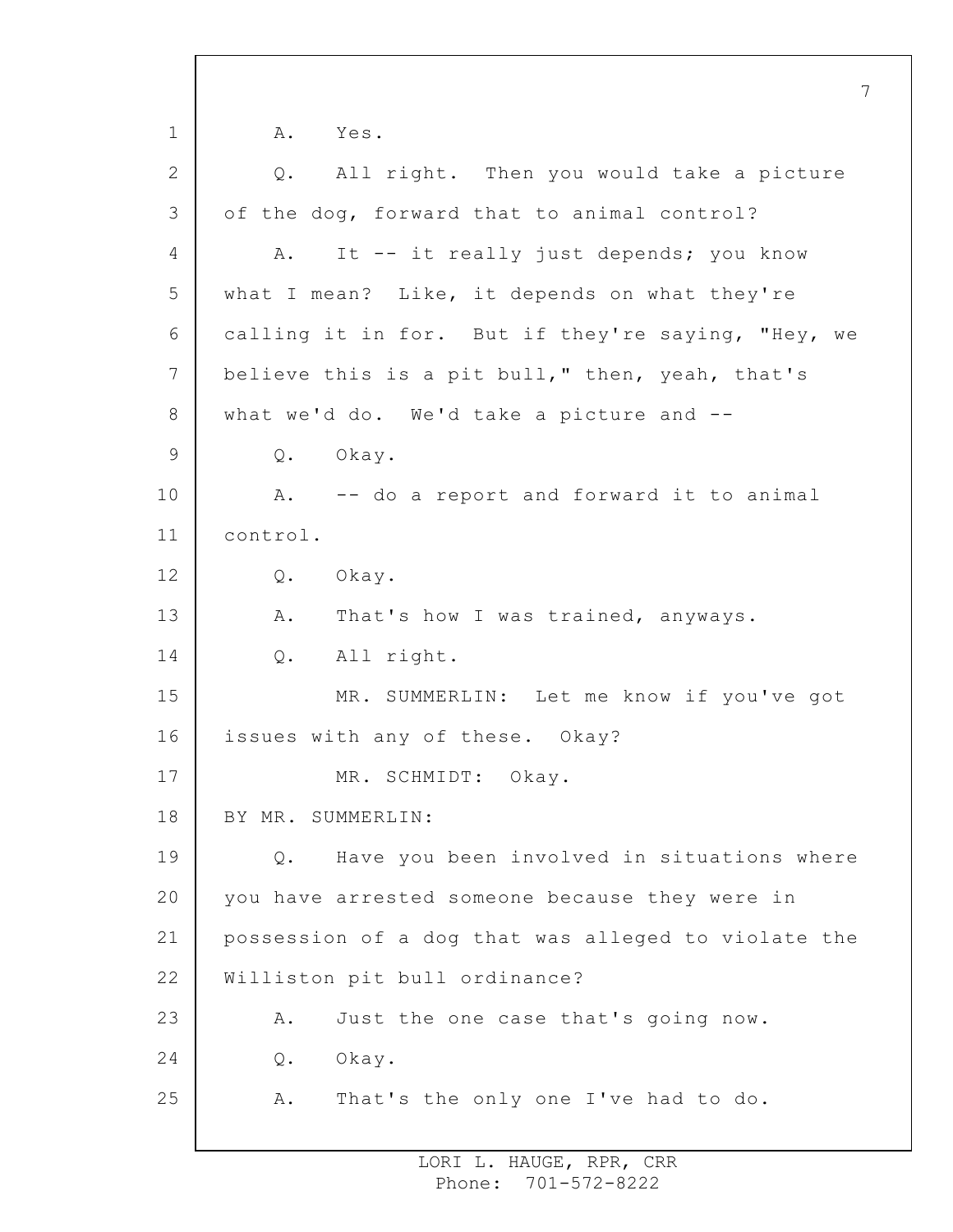A. Yes.

Q. All right. Then you would take a picture of the dog, forward that to animal control?

A. It -- it really just depends; you know what I mean? Like, it depends on what they're calling it in for. But if they're saying, "Hey, we believe this is a pit bull," then, yeah, that's what we'd do. We'd take a picture and --

Q. Okay.

A. -- do a report and forward it to animal control.

Q. Okay.

A. That's how I was trained, anyways.

Q. All right.

MR. SUMMERLIN: Let me know if you've got issues with any of these. Okay?

MR. SCHMIDT: Okay.

BY MR. SUMMERLIN:

Q. Have you been involved in situations where you have arrested someone because they were in possession of a dog that was alleged to violate the Williston pit bull ordinance?

A. Just the one case that's going now.

Q. Okay.

A. That's the only one I've had to do.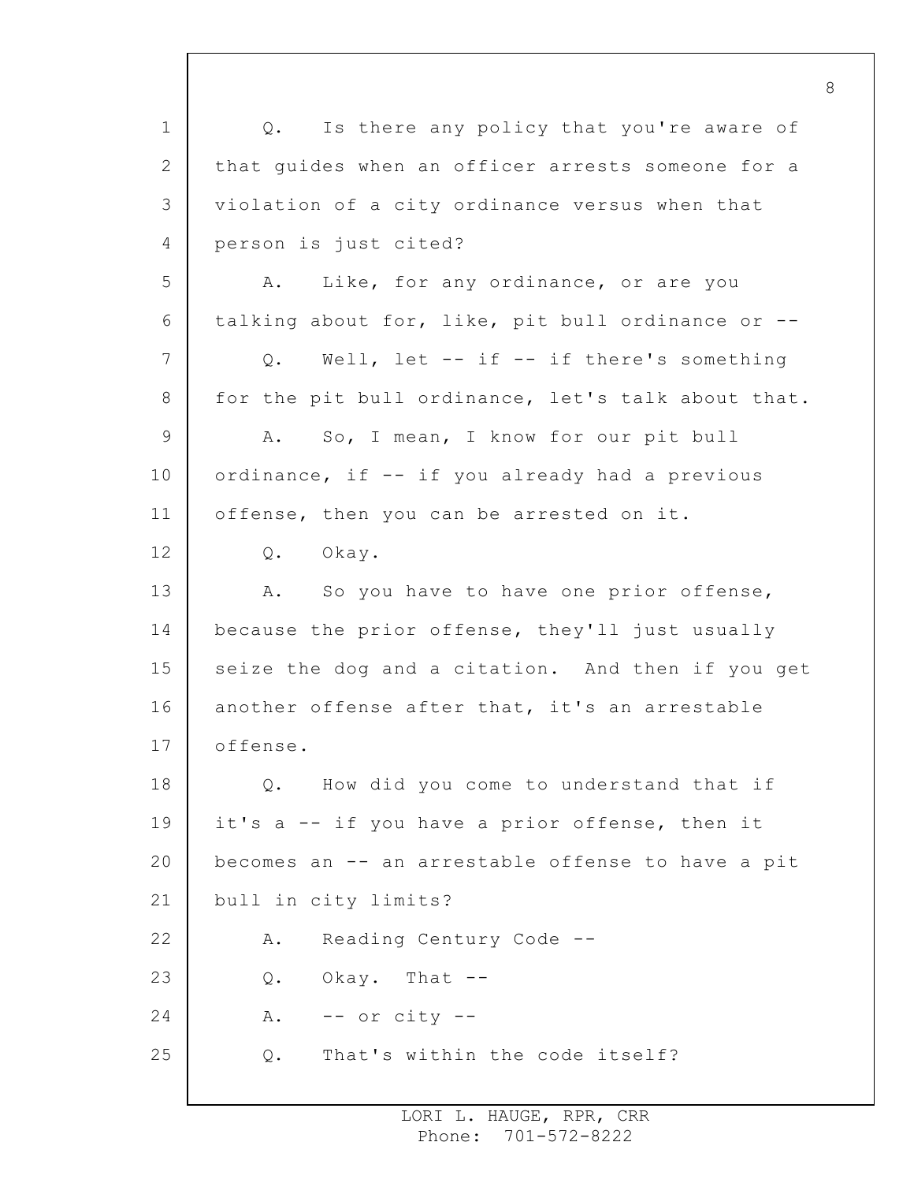Q. Is there any policy that you're aware of that guides when an officer arrests someone for a violation of a city ordinance versus when that person is just cited?

A. Like, for any ordinance, or are you talking about for, like, pit bull ordinance or --

Q. Well, let -- if -- if there's something for the pit bull ordinance, let's talk about that.

A. So, I mean, I know for our pit bull ordinance, if -- if you already had a previous offense, then you can be arrested on it.

Q. Okay.

A. So you have to have one prior offense, because the prior offense, they'll just usually seize the dog and a citation. And then if you get another offense after that, it's an arrestable offense.

Q. How did you come to understand that if it's a -- if you have a prior offense, then it becomes an -- an arrestable offense to have a pit bull in city limits?

A. Reading Century Code --

Q. Okay. That --

A. -- or city --

Q. That's within the code itself?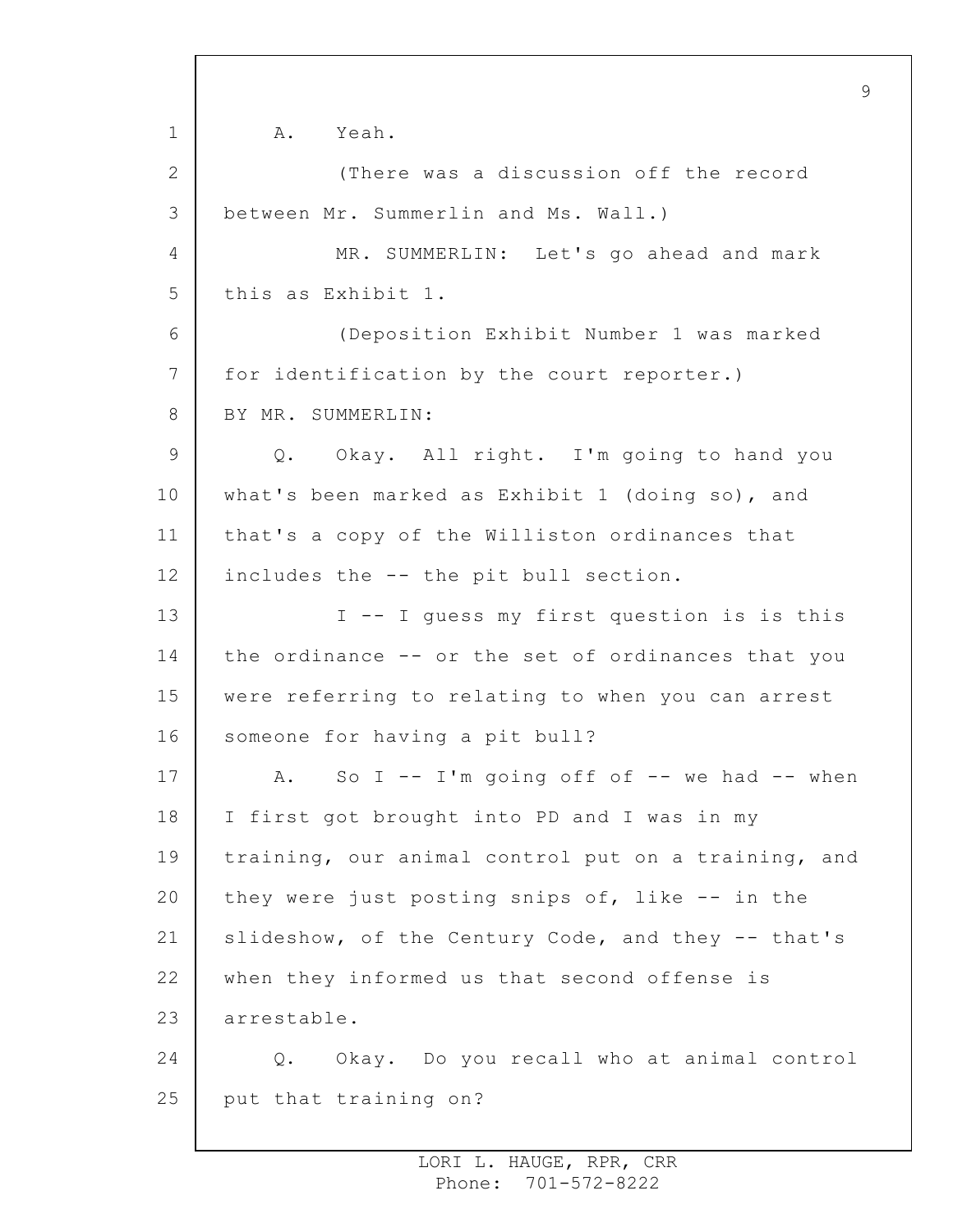A. Yeah.

(There was a discussion off the record between Mr. Summerlin and Ms. Wall.)

MR. SUMMERLIN: Let's go ahead and mark this as Exhibit 1.

(Deposition Exhibit Number 1 was marked for identification by the court reporter.)

BY MR. SUMMERLIN:

Q. Okay. All right. I'm going to hand you what's been marked as Exhibit 1 (doing so), and that's a copy of the Williston ordinances that includes the -- the pit bull section.

I -- I guess my first question is is this the ordinance -- or the set of ordinances that you were referring to relating to when you can arrest someone for having a pit bull?

A. So I -- I'm going off of -- we had -- when I first got brought into PD and I was in my training, our animal control put on a training, and they were just posting snips of, like -- in the slideshow, of the Century Code, and they -- that's when they informed us that second offense is arrestable.

Q. Okay. Do you recall who at animal control put that training on?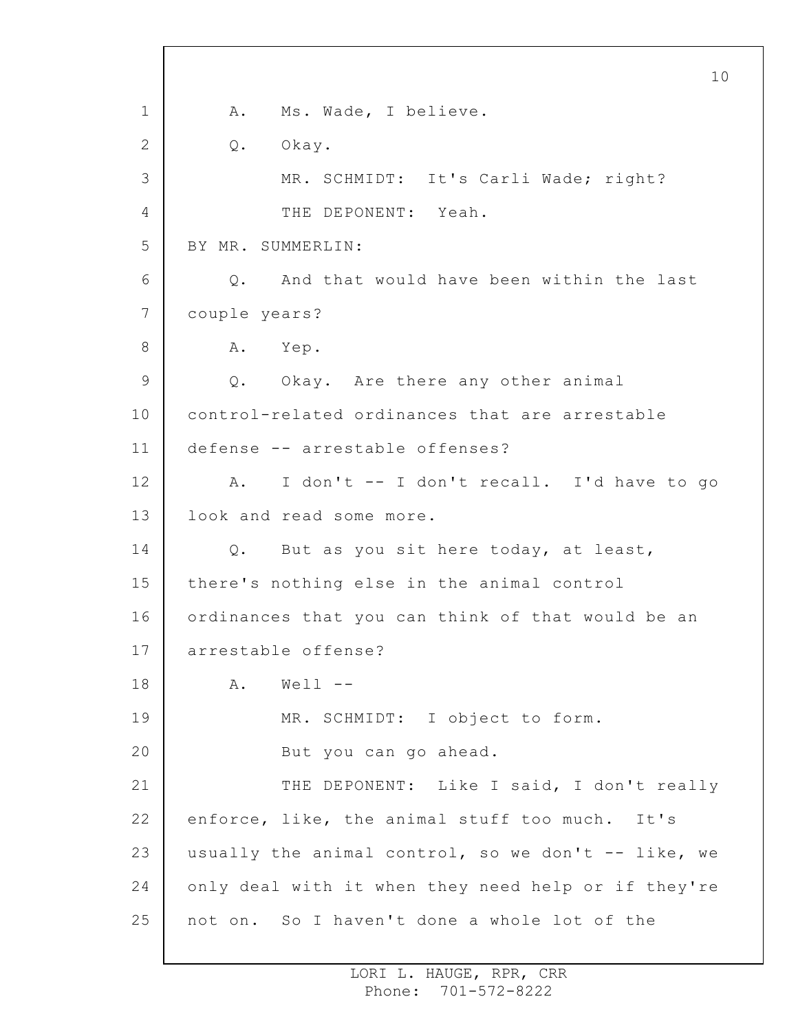A. Ms. Wade, I believe.

Q. Okay.

MR. SCHMIDT: It's Carli Wade; right?

THE DEPONENT: Yeah.

BY MR. SUMMERLIN:

Q. And that would have been within the last couple years?

A. Yep.

Q. Okay. Are there any other animal control-related ordinances that are arrestable defense -- arrestable offenses?

A. I don't -- I don't recall. I'd have to go look and read some more.

Q. But as you sit here today, at least, there's nothing else in the animal control ordinances that you can think of that would be an arrestable offense?

A. Well --

MR. SCHMIDT: I object to form.

But you can go ahead.

THE DEPONENT: Like I said, I don't really enforce, like, the animal stuff too much. It's usually the animal control, so we don't -- like, we only deal with it when they need help or if they're not on. So I haven't done a whole lot of the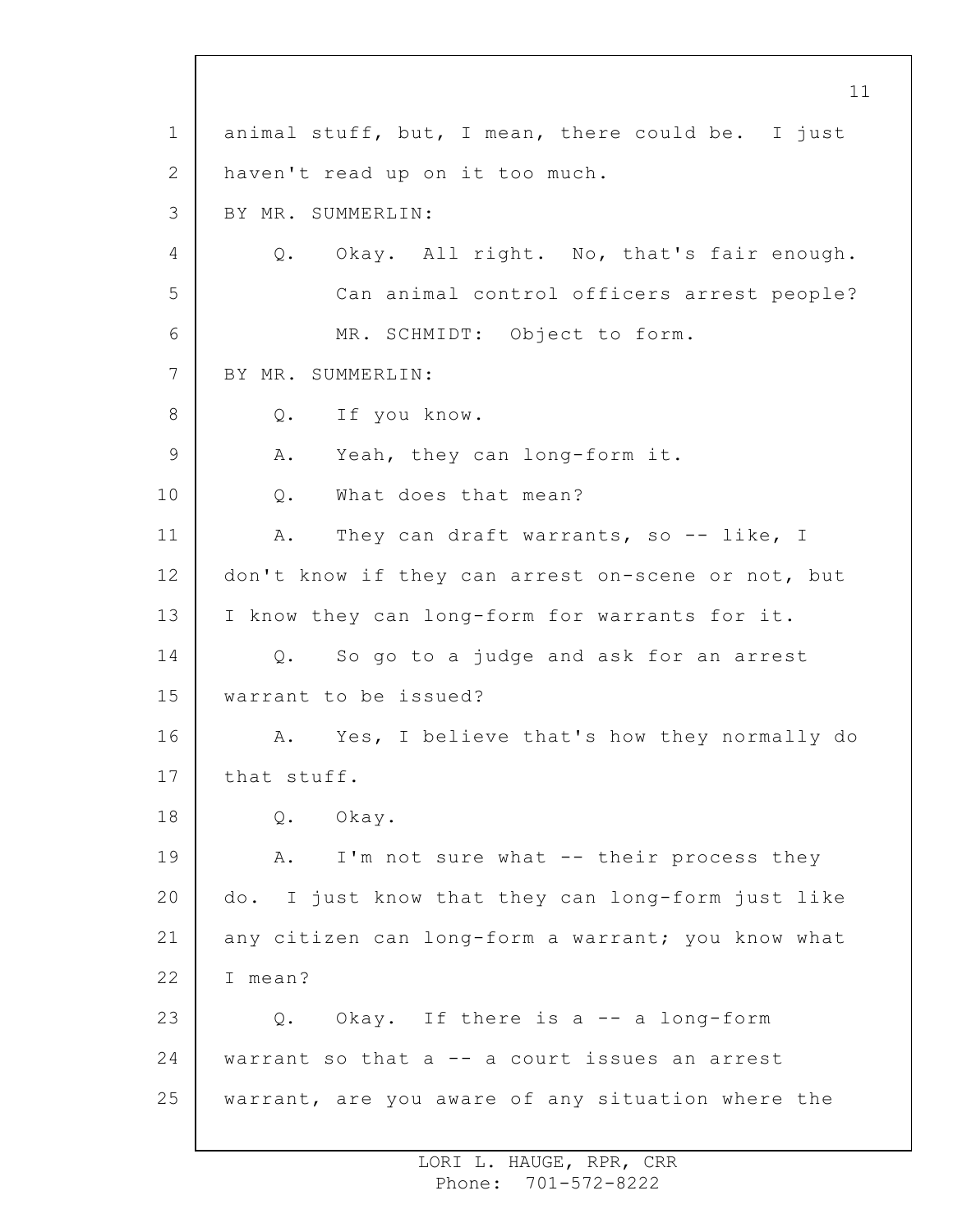animal stuff, but, I mean, there could be. I just haven't read up on it too much.

BY MR. SUMMERLIN:

Q. Okay. All right. No, that's fair enough.

Can animal control officers arrest people?

MR. SCHMIDT: Object to form.

BY MR. SUMMERLIN:

Q. If you know.

A. Yeah, they can long-form it.

Q. What does that mean?

A. They can draft warrants, so -- like, I don't know if they can arrest on-scene or not, but I know they can long-form for warrants for it.

Q. So go to a judge and ask for an arrest warrant to be issued?

A. Yes, I believe that's how they normally do that stuff.

Q. Okay.

A. I'm not sure what -- their process they do. I just know that they can long-form just like any citizen can long-form a warrant; you know what I mean?

Q. Okay. If there is a -- a long-form warrant so that a -- a court issues an arrest warrant, are you aware of any situation where the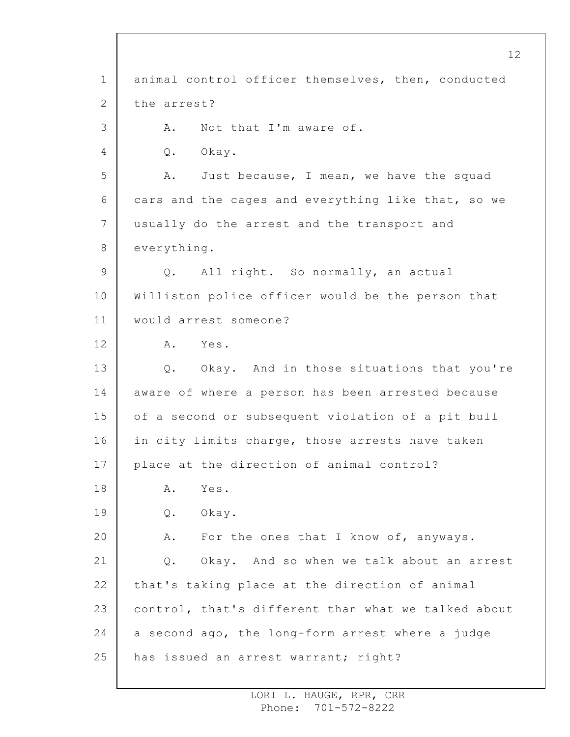animal control officer themselves, then, conducted the arrest?

A. Not that I'm aware of.

Q. Okay.

A. Just because, I mean, we have the squad cars and the cages and everything like that, so we usually do the arrest and the transport and everything.

Q. All right. So normally, an actual Williston police officer would be the person that would arrest someone?

A. Yes.

Q. Okay. And in those situations that you're aware of where a person has been arrested because of a second or subsequent violation of a pit bull in city limits charge, those arrests have taken place at the direction of animal control?

A. Yes.

Q. Okay.

A. For the ones that I know of, anyways.

Q. Okay. And so when we talk about an arrest that's taking place at the direction of animal control, that's different than what we talked about a second ago, the long-form arrest where a judge has issued an arrest warrant; right?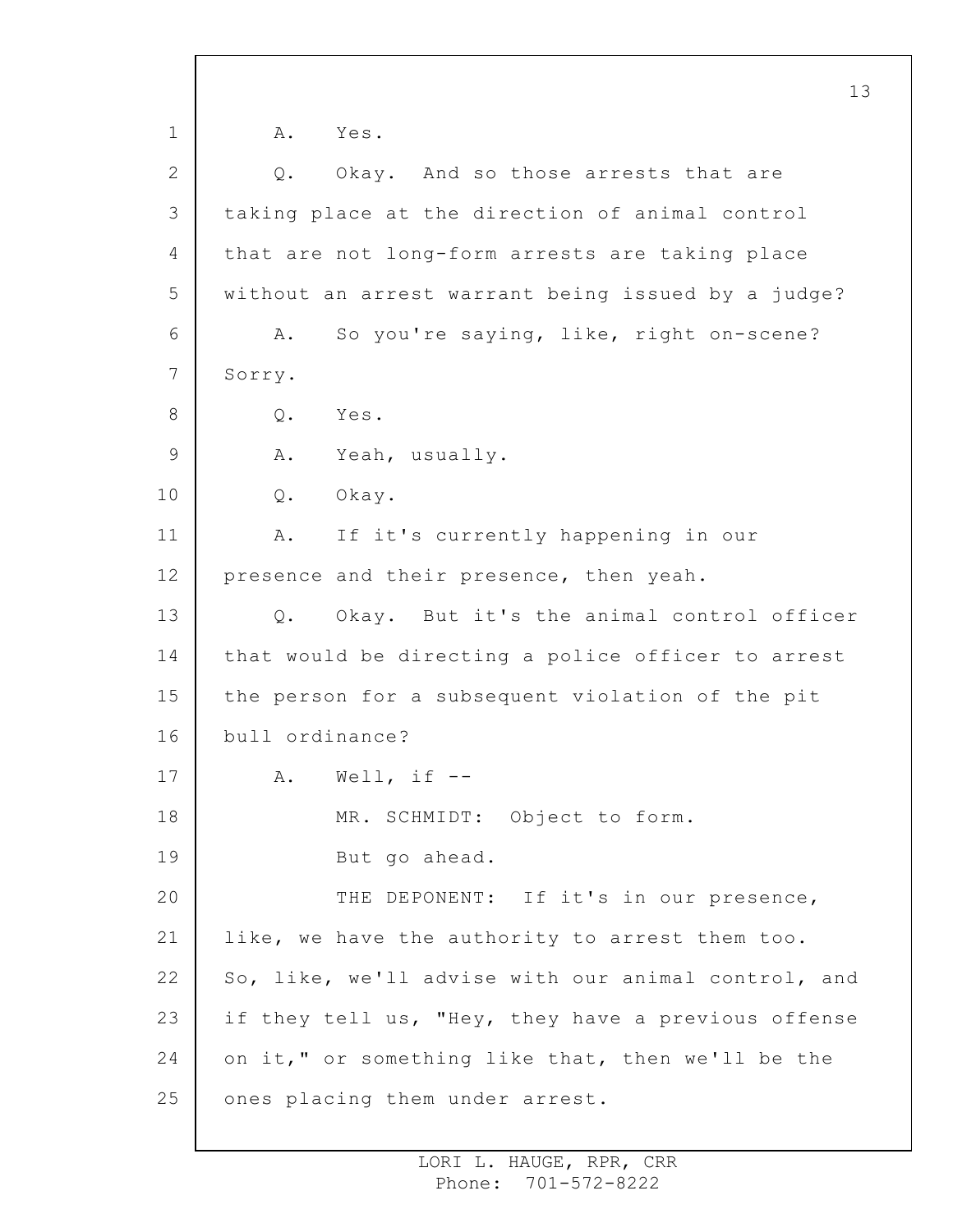A. Yes.

Q. Okay. And so those arrests that are taking place at the direction of animal control that are not long-form arrests are taking place without an arrest warrant being issued by a judge?

A. So you're saying, like, right on-scene? Sorry.

Q. Yes.

A. Yeah, usually.

Q. Okay.

A. If it's currently happening in our presence and their presence, then yeah.

Q. Okay. But it's the animal control officer that would be directing a police officer to arrest the person for a subsequent violation of the pit bull ordinance?

A. Well, if --

MR. SCHMIDT: Object to form.

But go ahead.

THE DEPONENT: If it's in our presence, like, we have the authority to arrest them too. So, like, we'll advise with our animal control, and if they tell us, "Hey, they have a previous offense on it," or something like that, then we'll be the ones placing them under arrest.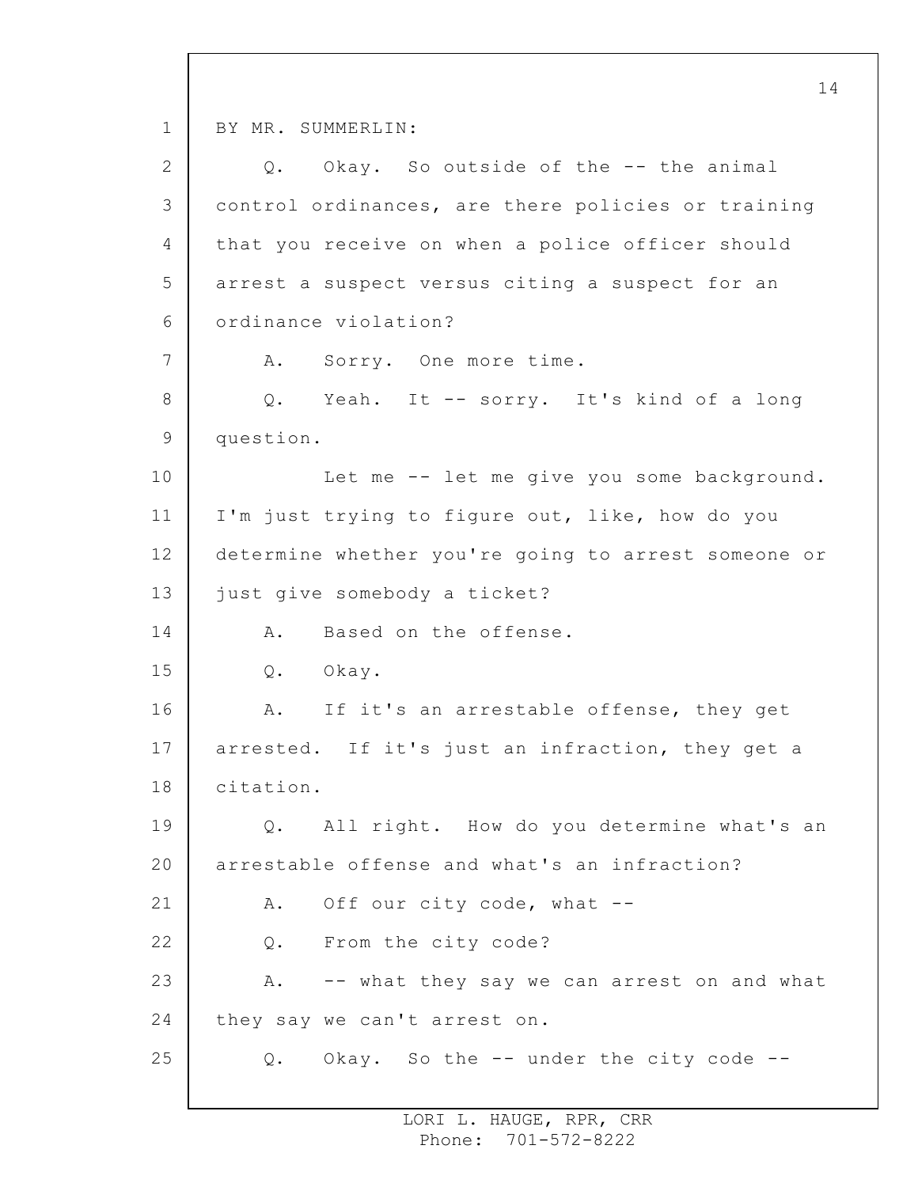BY MR. SUMMERLIN:

Q. Okay. So outside of the -- the animal control ordinances, are there policies or training that you receive on when a police officer should arrest a suspect versus citing a suspect for an ordinance violation?

A. Sorry. One more time.

Q. Yeah. It -- sorry. It's kind of a long question.

Let me -- let me give you some background. I'm just trying to figure out, like, how do you determine whether you're going to arrest someone or just give somebody a ticket?

A. Based on the offense.

Q. Okay.

A. If it's an arrestable offense, they get arrested. If it's just an infraction, they get a citation.

Q. All right. How do you determine what's an arrestable offense and what's an infraction?

A. Off our city code, what --

Q. From the city code?

A. -- what they say we can arrest on and what they say we can't arrest on.

Q. Okay. So the -- under the city code --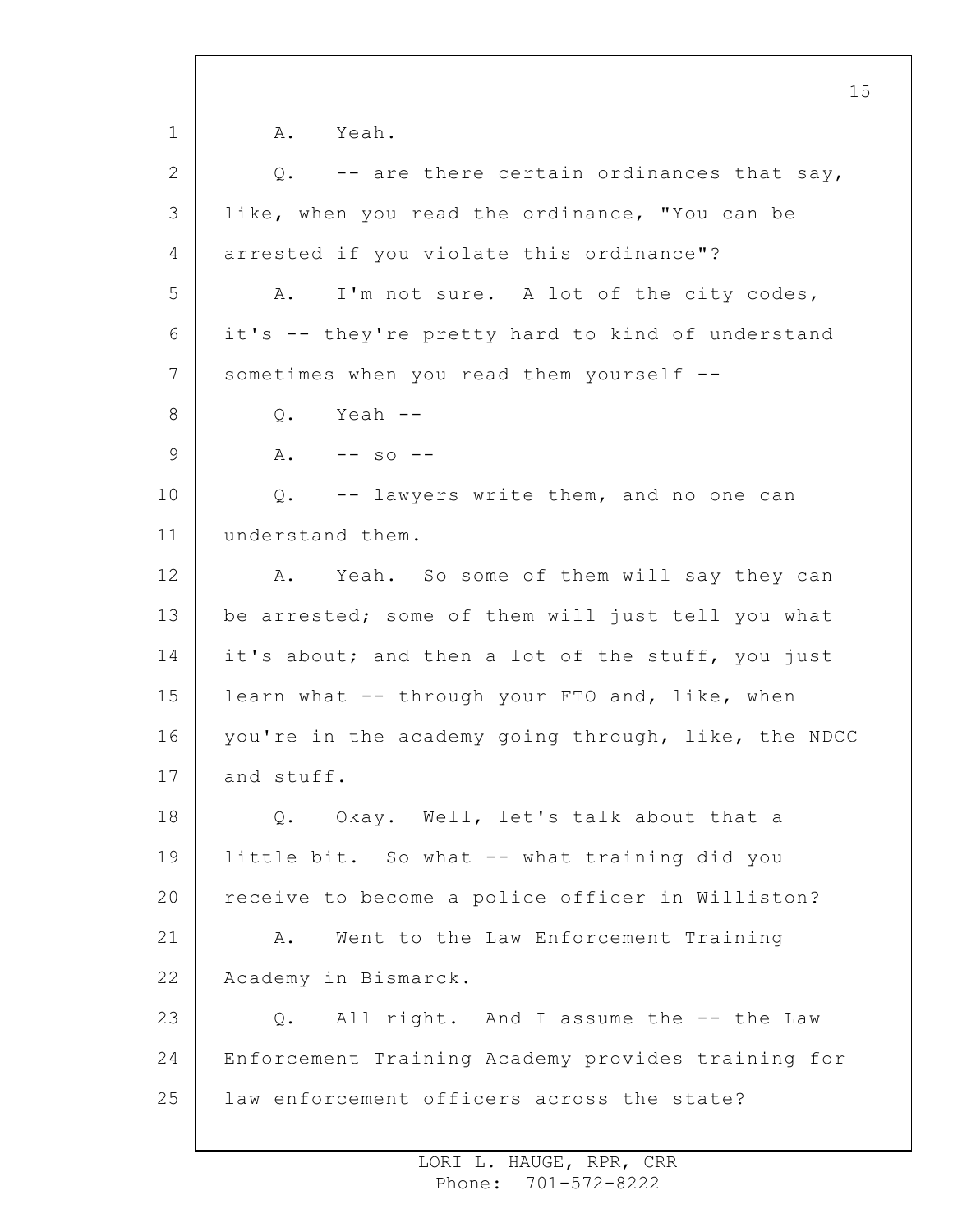A. Yeah.

Q. -- are there certain ordinances that say, like, when you read the ordinance, "You can be arrested if you violate this ordinance"?

A. I'm not sure. A lot of the city codes, it's -- they're pretty hard to kind of understand sometimes when you read them yourself --

Q. Yeah --

A. -- so --

Q. -- lawyers write them, and no one can understand them.

A. Yeah. So some of them will say they can be arrested; some of them will just tell you what it's about; and then a lot of the stuff, you just learn what -- through your FTO and, like, when you're in the academy going through, like, the NDCC and stuff.

Q. Okay. Well, let's talk about that a little bit. So what -- what training did you receive to become a police officer in Williston?

A. Went to the Law Enforcement Training Academy in Bismarck.

Q. All right. And I assume the -- the Law Enforcement Training Academy provides training for law enforcement officers across the state?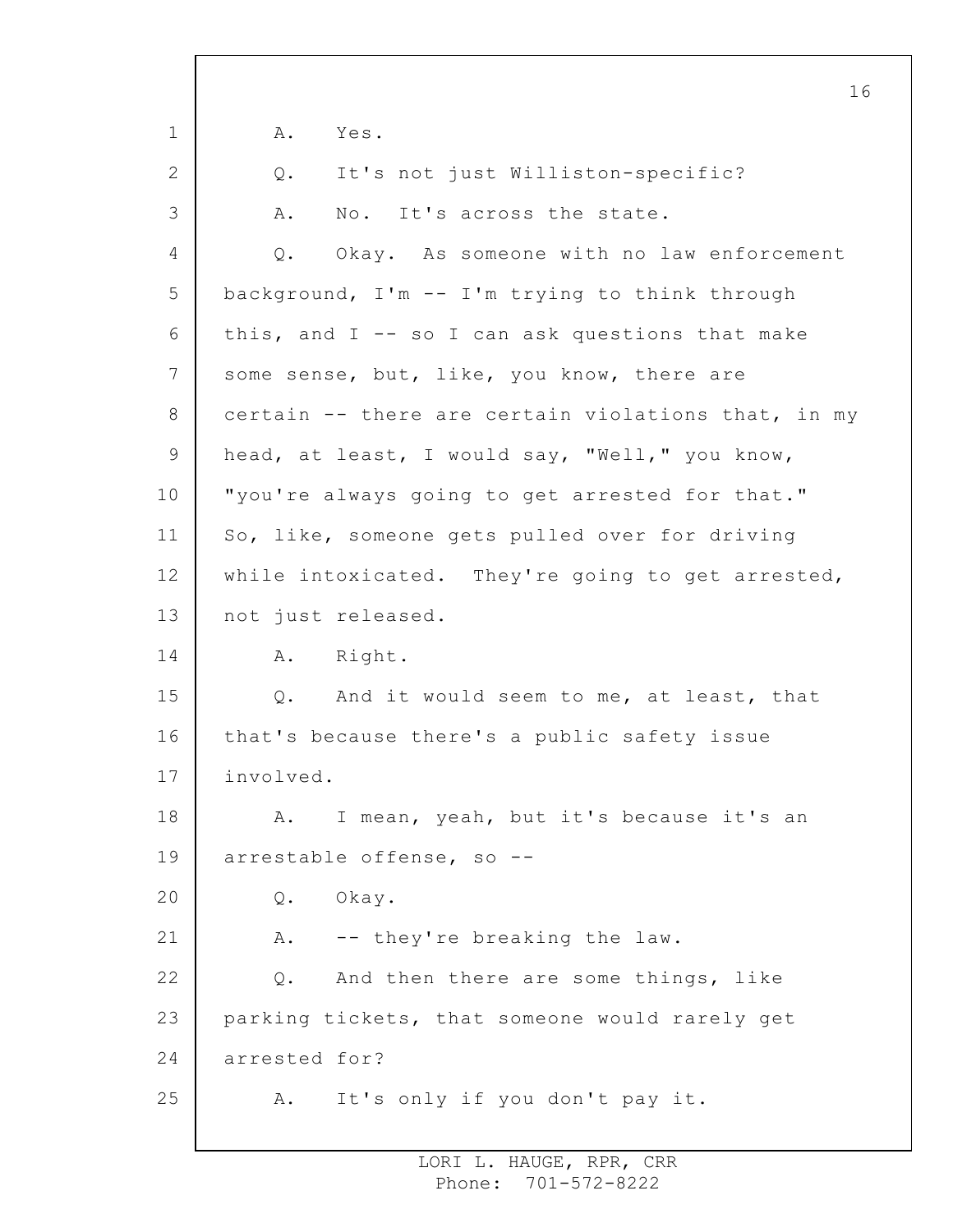A. Yes.

Q. It's not just Williston-specific?

A. No. It's across the state.

Q. Okay. As someone with no law enforcement background, I'm -- I'm trying to think through this, and I -- so I can ask questions that make some sense, but, like, you know, there are certain -- there are certain violations that, in my head, at least, I would say, "Well," you know, "you're always going to get arrested for that." So, like, someone gets pulled over for driving while intoxicated. They're going to get arrested, not just released.

A. Right.

Q. And it would seem to me, at least, that that's because there's a public safety issue involved.

A. I mean, yeah, but it's because it's an arrestable offense, so --

Q. Okay.

A. -- they're breaking the law.

Q. And then there are some things, like parking tickets, that someone would rarely get arrested for?

A. It's only if you don't pay it.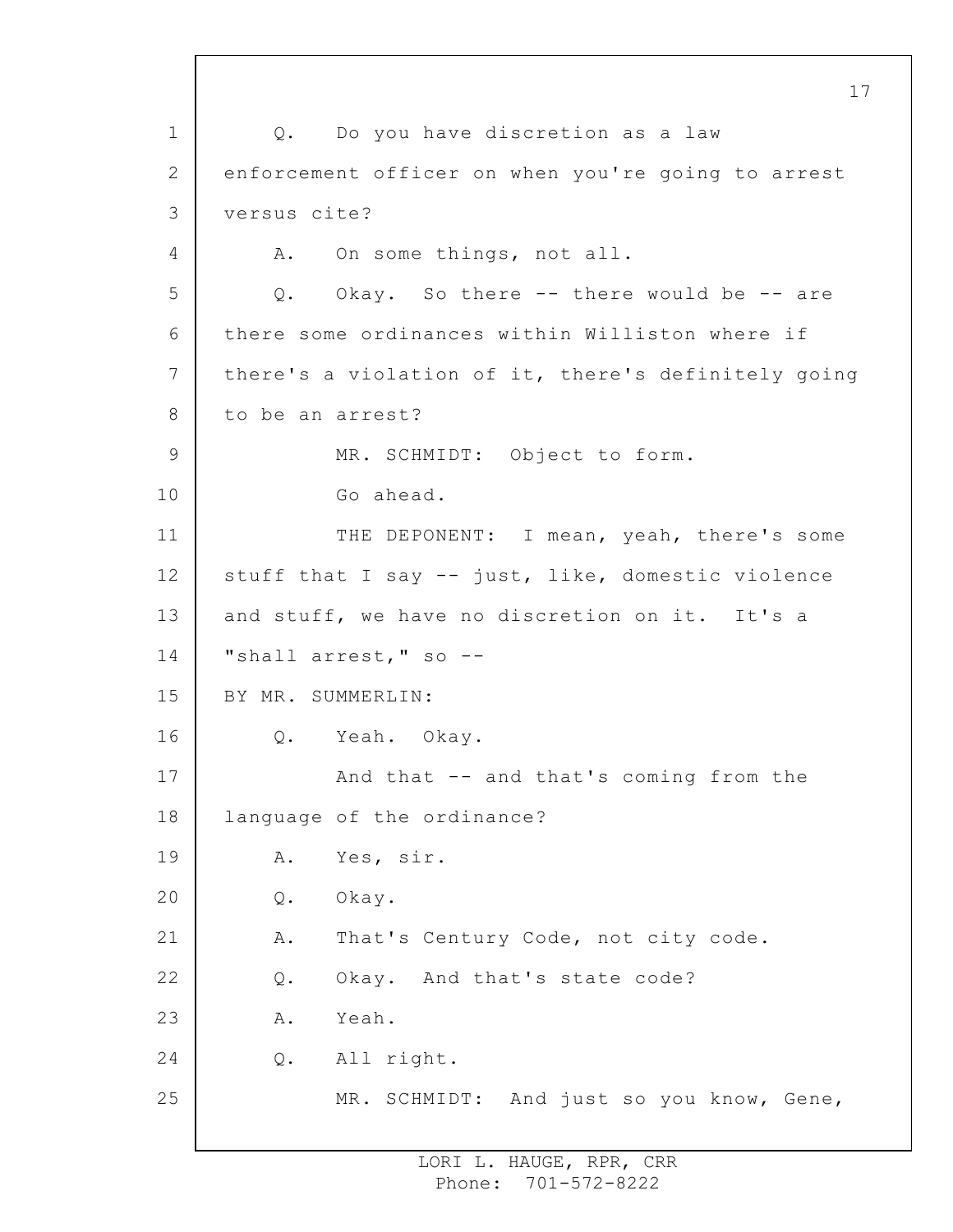1 Q. Do you have discretion as a law
2 enforcement officer on when you're going to arrest
3 versus cite?
4 A. On some things, not all.
5 Q. Okay. So there -- there would be -- are
6 there some ordinances within Williston where if
7 there's a violation of it, there's definitely going
8 to be an arrest?
9 MR. SCHMIDT: Object to form.
10 Go ahead.
11 THE DEPONENT: I mean, yeah, there's some
12 stuff that I say -- just, like, domestic violence
13 and stuff, we have no discretion on it. It's a
14 "shall arrest," so --
15 BY MR. SUMMERLIN:
16 Q. Yeah. Okay.
17 And that -- and that's coming from the
18 language of the ordinance?
19 A. Yes, sir.
20 Q. Okay.
21 A. That's Century Code, not city code.
22 Q. Okay. And that's state code?
23 A. Yeah.
24 Q. All right.
25 MR. SCHMIDT: And just so you know, Gene,

LORI L. HAUGE, RPR, CRR
Phone: 701-572-8222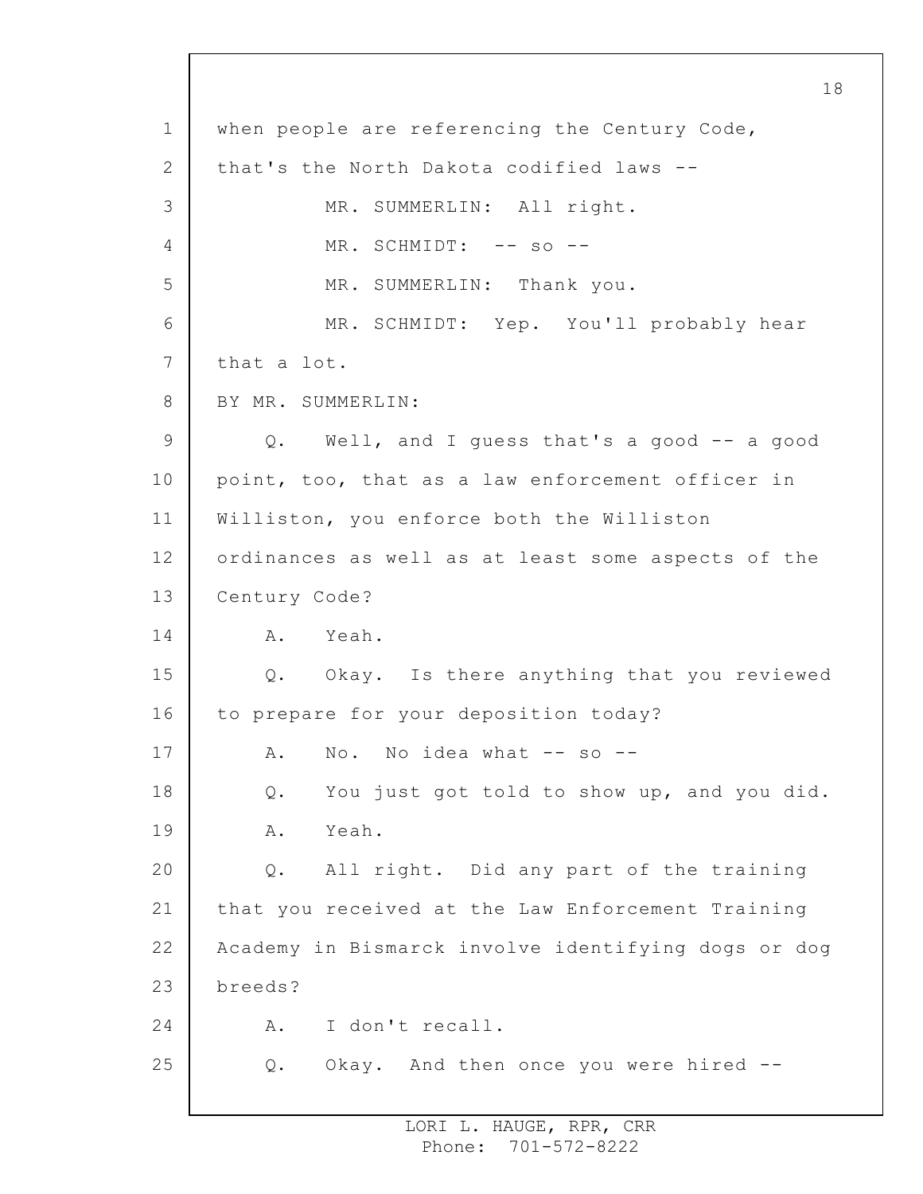when people are referencing the Century Code, that's the North Dakota codified laws --

MR. SUMMERLIN: All right.

MR. SCHMIDT: -- so --

MR. SUMMERLIN: Thank you.

MR. SCHMIDT: Yep. You'll probably hear that a lot.

BY MR. SUMMERLIN:

Q. Well, and I guess that's a good -- a good point, too, that as a law enforcement officer in Williston, you enforce both the Williston ordinances as well as at least some aspects of the Century Code?

A. Yeah.

Q. Okay. Is there anything that you reviewed to prepare for your deposition today?

A. No. No idea what -- so --

Q. You just got told to show up, and you did.

A. Yeah.

Q. All right. Did any part of the training that you received at the Law Enforcement Training Academy in Bismarck involve identifying dogs or dog breeds?

A. I don't recall.

Q. Okay. And then once you were hired --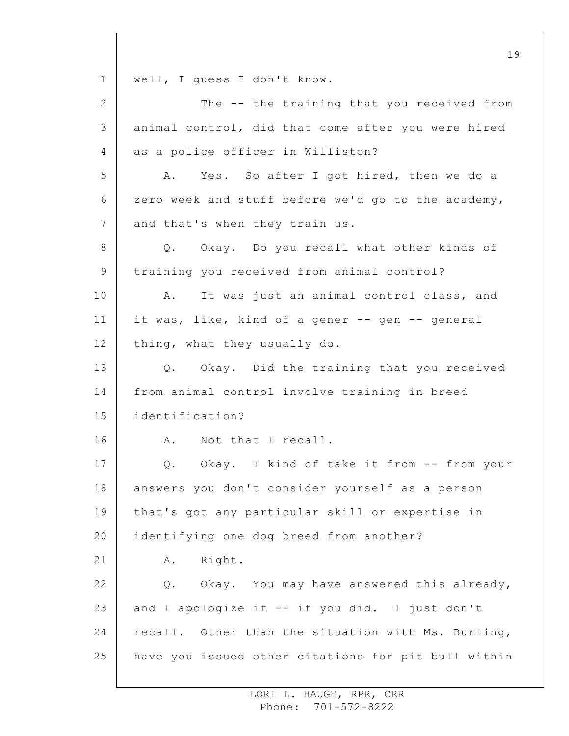well, I guess I don't know.

The -- the training that you received from animal control, did that come after you were hired as a police officer in Williston?

A. Yes. So after I got hired, then we do a zero week and stuff before we'd go to the academy, and that's when they train us.

Q. Okay. Do you recall what other kinds of training you received from animal control?

A. It was just an animal control class, and it was, like, kind of a gener -- gen -- general thing, what they usually do.

Q. Okay. Did the training that you received from animal control involve training in breed identification?

A. Not that I recall.

Q. Okay. I kind of take it from -- from your answers you don't consider yourself as a person that's got any particular skill or expertise in identifying one dog breed from another?

A. Right.

Q. Okay. You may have answered this already, and I apologize if -- if you did. I just don't recall. Other than the situation with Ms. Burling, have you issued other citations for pit bull within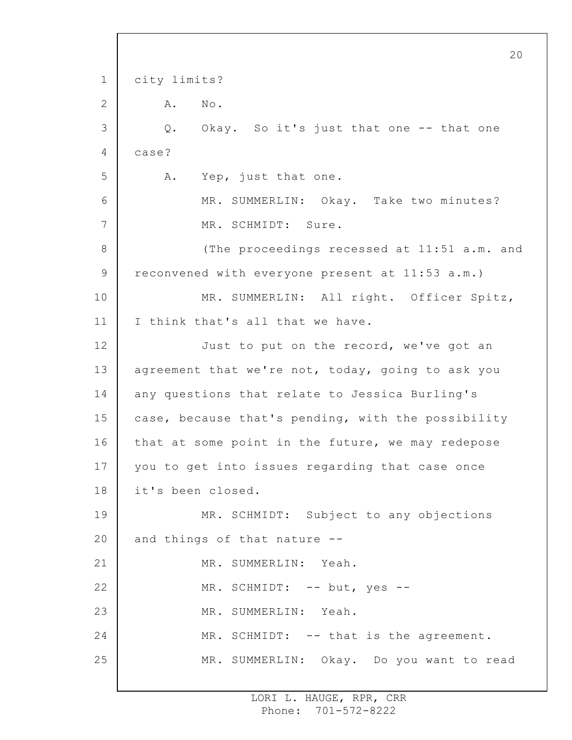city limits?

A. No.

Q. Okay. So it's just that one -- that one case?

A. Yep, just that one.

MR. SUMMERLIN: Okay. Take two minutes?

MR. SCHMIDT: Sure.

(The proceedings recessed at 11:51 a.m. and reconvened with everyone present at 11:53 a.m.)

MR. SUMMERLIN: All right. Officer Spitz, I think that's all that we have.

Just to put on the record, we've got an agreement that we're not, today, going to ask you any questions that relate to Jessica Burling's case, because that's pending, with the possibility that at some point in the future, we may redepose you to get into issues regarding that case once it's been closed.

MR. SCHMIDT: Subject to any objections and things of that nature --

MR. SUMMERLIN: Yeah.

MR. SCHMIDT: -- but, yes --

MR. SUMMERLIN: Yeah.

MR. SCHMIDT: -- that is the agreement.

MR. SUMMERLIN: Okay. Do you want to read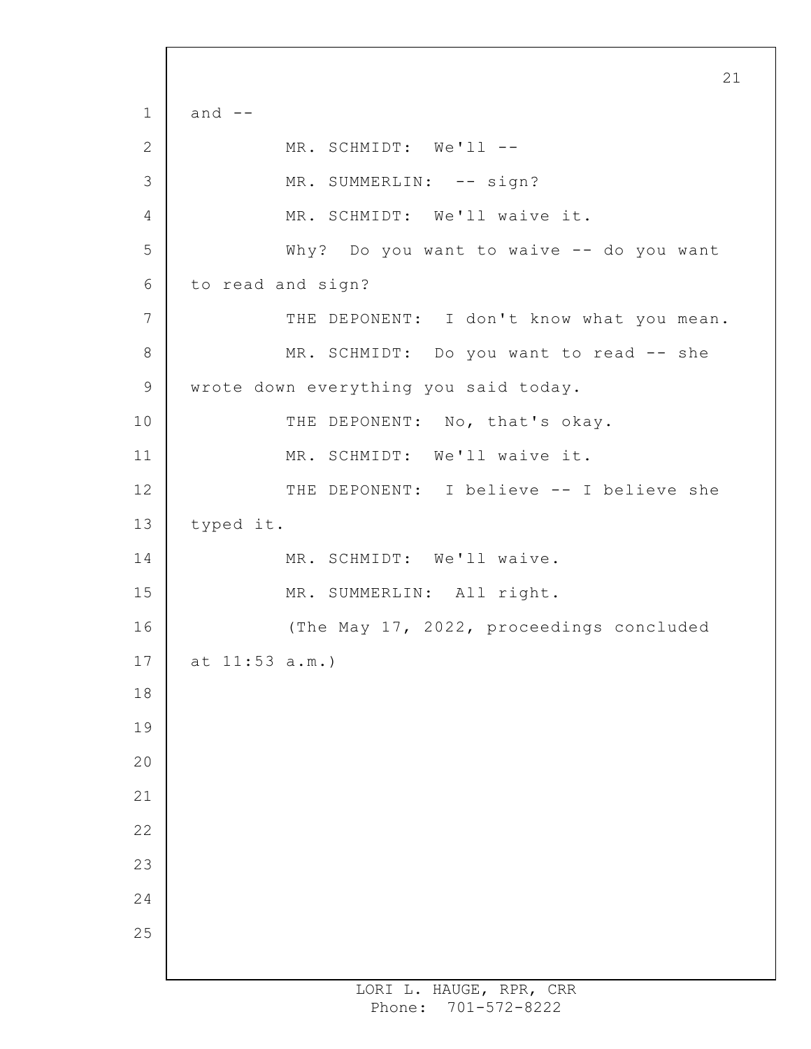and --

MR. SCHMIDT: We'll --

MR. SUMMERLIN: -- sign?

MR. SCHMIDT: We'll waive it.

Why? Do you want to waive -- do you want to read and sign?

THE DEPONENT: I don't know what you mean.

MR. SCHMIDT: Do you want to read -- she wrote down everything you said today.

THE DEPONENT: No, that's okay.

MR. SCHMIDT: We'll waive it.

THE DEPONENT: I believe -- I believe she typed it.

MR. SCHMIDT: We'll waive.

MR. SUMMERLIN: All right.

(The May 17, 2022, proceedings concluded at 11:53 a.m.)

LORI L. HAUGE, RPR, CRR
Phone: 701-572-8222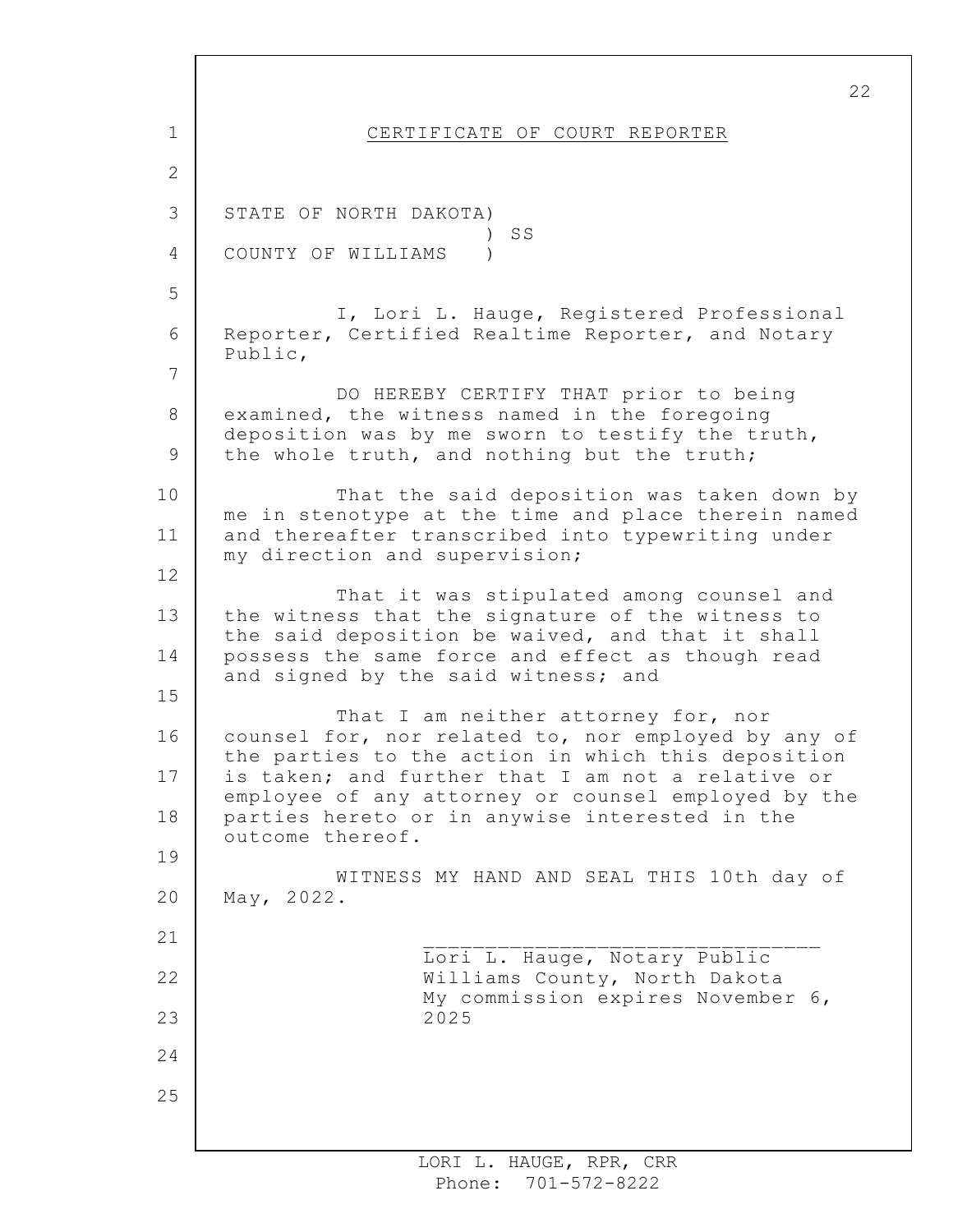# CERTIFICATE OF COURT REPORTER

STATE OF NORTH DAKOTA)
                     ) SS
COUNTY OF WILLIAMS   )

I, Lori L. Hauge, Registered Professional Reporter, Certified Realtime Reporter, and Notary Public,

DO HEREBY CERTIFY THAT prior to being examined, the witness named in the foregoing deposition was by me sworn to testify the truth, the whole truth, and nothing but the truth;

That the said deposition was taken down by me in stenotype at the time and place therein named and thereafter transcribed into typewriting under my direction and supervision;

That it was stipulated among counsel and the witness that the signature of the witness to the said deposition be waived, and that it shall possess the same force and effect as though read and signed by the said witness; and

That I am neither attorney for, nor counsel for, nor related to, nor employed by any of the parties to the action in which this deposition is taken; and further that I am not a relative or employee of any attorney or counsel employed by the parties hereto or in anywise interested in the outcome thereof.

WITNESS MY HAND AND SEAL THIS 10th day of May, 2022.

________________________________
Lori L. Hauge, Notary Public
Williams County, North Dakota
My commission expires November 6, 2025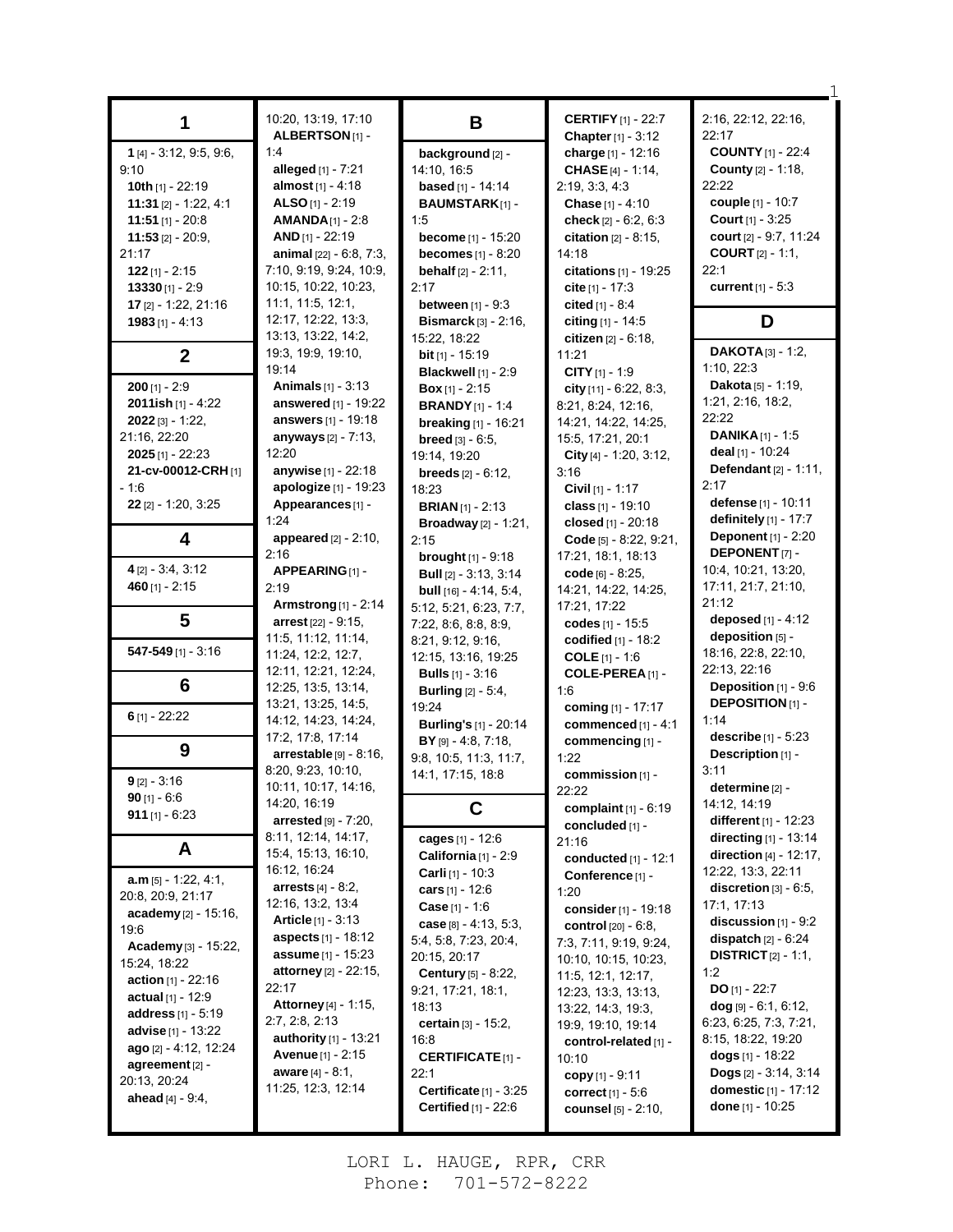## 1

**1** [4] - 3:12, 9:5, 9:6, 9:10
**10th** [1] - 22:19
**11:31** [2] - 1:22, 4:1
**11:51** [1] - 20:8
**11:53** [2] - 20:9, 21:17
**122** [1] - 2:15
**13330** [1] - 2:9
**17** [2] - 1:22, 21:16
**1983** [1] - 4:13

## 2

**200** [1] - 2:9
**2011ish** [1] - 4:22
**2022** [3] - 1:22, 21:16, 22:20
**2025** [1] - 22:23
**21-cv-00012-CRH** [1] - 1:6
**22** [2] - 1:20, 3:25

## 4

**4** [2] - 3:4, 3:12
**460** [1] - 2:15

## 5

**547-549** [1] - 3:16

## 6

**6** [1] - 22:22

## 9

**9** [2] - 3:16
**90** [1] - 6:6
**911** [1] - 6:23

## A

**a.m** [5] - 1:22, 4:1, 20:8, 20:9, 21:17
**academy** [2] - 15:16, 19:6
**Academy** [3] - 15:22, 15:24, 18:22
**action** [1] - 22:16
**actual** [1] - 12:9
**address** [1] - 5:19
**advise** [1] - 13:22
**ago** [2] - 4:12, 12:24
**agreement** [2] - 20:13, 20:24
**ahead** [4] - 9:4, 10:20, 13:19, 17:10
**ALBERTSON** [1] - 1:4
**alleged** [1] - 7:21
**almost** [1] - 4:18
**ALSO** [1] - 2:19
**AMANDA** [1] - 2:8
**AND** [1] - 22:19
**animal** [22] - 6:8, 7:3, 7:10, 9:19, 9:24, 10:9, 10:15, 10:22, 10:23, 11:1, 11:5, 12:1, 12:17, 12:22, 13:3, 13:13, 13:22, 14:2, 19:3, 19:9, 19:10, 19:14
**Animals** [1] - 3:13
**answered** [1] - 19:22
**answers** [1] - 19:18
**anyways** [2] - 7:13, 12:20
**anywise** [1] - 22:18
**apologize** [1] - 19:23
**Appearances** [1] - 1:24
**appeared** [2] - 2:10, 2:16
**APPEARING** [1] - 2:19
**Armstrong** [1] - 2:14
**arrest** [22] - 9:15, 11:5, 11:12, 11:14, 11:24, 12:2, 12:7, 12:11, 12:21, 12:24, 12:25, 13:5, 13:14, 13:21, 13:25, 14:5, 14:12, 14:23, 14:24, 17:2, 17:8, 17:14
**arrestable** [9] - 8:16, 8:20, 9:23, 10:10, 10:11, 10:17, 14:16, 14:20, 16:19
**arrested** [9] - 7:20, 8:11, 12:14, 14:17, 15:4, 15:13, 16:10, 16:12, 16:24
**arrests** [4] - 8:2, 12:16, 13:2, 13:4
**Article** [1] - 3:13
**aspects** [1] - 18:12
**assume** [1] - 15:23
**attorney** [2] - 22:15, 22:17
**Attorney** [4] - 1:15, 2:7, 2:8, 2:13
**authority** [1] - 13:21
**Avenue** [1] - 2:15
**aware** [4] - 8:1, 11:25, 12:3, 12:14

## B

**background** [2] - 14:10, 16:5
**based** [1] - 14:14
**BAUMSTARK** [1] - 1:5
**become** [1] - 15:20
**becomes** [1] - 8:20
**behalf** [2] - 2:11, 2:17
**between** [1] - 9:3
**Bismarck** [3] - 2:16, 15:22, 18:22
**bit** [1] - 15:19
**Blackwell** [1] - 2:9
**Box** [1] - 2:15
**BRANDY** [1] - 1:4
**breaking** [1] - 16:21
**breed** [3] - 6:5, 19:14, 19:20
**breeds** [2] - 6:12, 18:23
**BRIAN** [1] - 2:13
**Broadway** [2] - 1:21, 2:15
**brought** [1] - 9:18
**Bull** [2] - 3:13, 3:14
**bull** [16] - 4:14, 5:4, 5:12, 5:21, 6:23, 7:7, 7:22, 8:6, 8:8, 8:9, 8:21, 9:12, 9:16, 12:15, 13:16, 19:25
**Bulls** [1] - 3:16
**Burling** [2] - 5:4, 19:24
**Burling's** [1] - 20:14
**BY** [9] - 4:8, 7:18, 9:8, 10:5, 11:3, 11:7, 14:1, 17:15, 18:8

## C

**cages** [1] - 12:6
**California** [1] - 2:9
**Carli** [1] - 10:3
**cars** [1] - 12:6
**Case** [1] - 1:6
**case** [8] - 4:13, 5:3, 5:4, 5:8, 7:23, 20:4, 20:15, 20:17
**Century** [5] - 8:22, 9:21, 17:21, 18:1, 18:13
**certain** [3] - 15:2, 16:8
**CERTIFICATE** [1] - 22:1
**Certificate** [1] - 3:25
**Certified** [1] - 22:6
**CERTIFY** [1] - 22:7
**Chapter** [1] - 3:12
**charge** [1] - 12:16
**CHASE** [4] - 1:14, 2:19, 3:3, 4:3
**Chase** [1] - 4:10
**check** [2] - 6:2, 6:3
**citation** [2] - 8:15, 14:18
**citations** [1] - 19:25
**cite** [1] - 17:3
**cited** [1] - 8:4
**citing** [1] - 14:5
**citizen** [2] - 6:18, 11:21
**CITY** [1] - 1:9
**city** [11] - 6:22, 8:3, 8:21, 8:24, 12:16, 14:21, 14:22, 14:25, 15:5, 17:21, 20:1
**City** [4] - 1:20, 3:12, 3:16
**Civil** [1] - 1:17
**class** [1] - 19:10
**closed** [1] - 20:18
**Code** [5] - 8:22, 9:21, 17:21, 18:1, 18:13
**code** [6] - 8:25, 14:21, 14:22, 14:25, 17:21, 17:22
**codes** [1] - 15:5
**codified** [1] - 18:2
**COLE** [1] - 1:6
**COLE-PEREA** [1] - 1:6
**coming** [1] - 17:17
**commenced** [1] - 4:1
**commencing** [1] - 1:22
**commission** [1] - 22:22
**complaint** [1] - 6:19
**concluded** [1] - 21:16
**conducted** [1] - 12:1
**Conference** [1] - 1:20
**consider** [1] - 19:18
**control** [20] - 6:8, 7:3, 7:11, 9:19, 9:24, 10:10, 10:15, 10:23, 11:5, 12:1, 12:17, 12:23, 13:3, 13:13, 13:22, 14:3, 19:3, 19:9, 19:10, 19:14
**control-related** [1] - 10:10
**copy** [1] - 9:11
**correct** [1] - 5:6
**counsel** [5] - 2:10, 2:16, 22:12, 22:16, 22:17
**COUNTY** [1] - 22:4
**County** [2] - 1:18, 22:22
**couple** [1] - 10:7
**Court** [1] - 3:25
**court** [2] - 9:7, 11:24
**COURT** [2] - 1:1, 22:1
**current** [1] - 5:3

## D

**DAKOTA** [3] - 1:2, 1:10, 22:3
**Dakota** [5] - 1:19, 1:21, 2:16, 18:2, 22:22
**DANIKA** [1] - 1:5
**deal** [1] - 10:24
**Defendant** [2] - 1:11, 2:17
**defense** [1] - 10:11
**definitely** [1] - 17:7
**Deponent** [1] - 2:20
**DEPONENT** [7] - 10:4, 10:21, 13:20, 17:11, 21:7, 21:10, 21:12
**deposed** [1] - 4:12
**deposition** [5] - 18:16, 22:8, 22:10, 22:13, 22:16
**Deposition** [1] - 9:6
**DEPOSITION** [1] - 1:14
**describe** [1] - 5:23
**Description** [1] - 3:11
**determine** [2] - 14:12, 14:19
**different** [1] - 12:23
**directing** [1] - 13:14
**direction** [4] - 12:17, 12:22, 13:3, 22:11
**discretion** [3] - 6:5, 17:1, 17:13
**discussion** [1] - 9:2
**dispatch** [2] - 6:24
**DISTRICT** [2] - 1:1, 1:2
**DO** [1] - 22:7
**dog** [9] - 6:1, 6:12, 6:23, 6:25, 7:3, 7:21, 8:15, 18:22, 19:20
**dogs** [1] - 18:22
**Dogs** [2] - 3:14, 3:14
**domestic** [1] - 17:12
**done** [1] - 10:25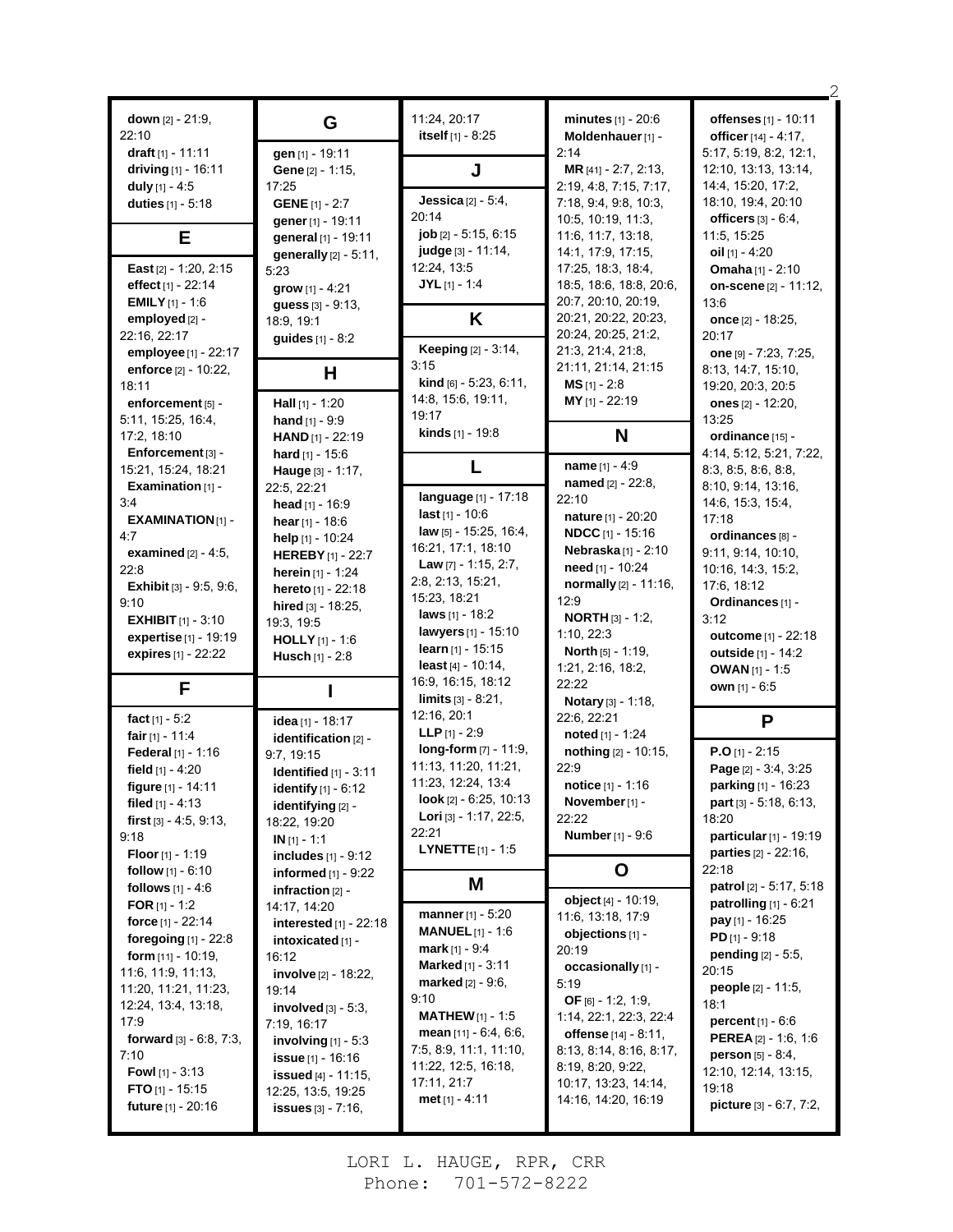**down** [2] - 21:9, 22:10
**draft** [1] - 11:11
**driving** [1] - 16:11
**duly** [1] - 4:5
**duties** [1] - 5:18

## E

**East** [2] - 1:20, 2:15
**effect** [1] - 22:14
**EMILY** [1] - 1:6
**employed** [2] - 22:16, 22:17
**employee** [1] - 22:17
**enforce** [2] - 10:22, 18:11
**enforcement** [5] - 5:11, 15:25, 16:4, 17:2, 18:10
**Enforcement** [3] - 15:21, 15:24, 18:21
**Examination** [1] - 3:4
**EXAMINATION** [1] - 4:7
**examined** [2] - 4:5, 22:8
**Exhibit** [3] - 9:5, 9:6, 9:10
**EXHIBIT** [1] - 3:10
**expertise** [1] - 19:19
**expires** [1] - 22:22

## F

**fact** [1] - 5:2
**fair** [1] - 11:4
**Federal** [1] - 1:16
**field** [1] - 4:20
**figure** [1] - 14:11
**filed** [1] - 4:13
**first** [3] - 4:5, 9:13, 9:18
**Floor** [1] - 1:19
**follow** [1] - 6:10
**follows** [1] - 4:6
**FOR** [1] - 1:2
**force** [1] - 22:14
**foregoing** [1] - 22:8
**form** [11] - 10:19, 11:6, 11:9, 11:13, 11:20, 11:21, 11:23, 12:24, 13:4, 13:18, 17:9
**forward** [3] - 6:8, 7:3, 7:10
**Fowl** [1] - 3:13
**FTO** [1] - 15:15
**future** [1] - 20:16

## G

**gen** [1] - 19:11
**Gene** [2] - 1:15, 17:25
**GENE** [1] - 2:7
**gener** [1] - 19:11
**general** [1] - 19:11
**generally** [2] - 5:11, 5:23
**grow** [1] - 4:21
**guess** [3] - 9:13, 18:9, 19:1
**guides** [1] - 8:2

## H

**Hall** [1] - 1:20
**hand** [1] - 9:9
**HAND** [1] - 22:19
**hard** [1] - 15:6
**Hauge** [3] - 1:17, 22:5, 22:21
**head** [1] - 16:9
**hear** [1] - 18:6
**help** [1] - 10:24
**HEREBY** [1] - 22:7
**herein** [1] - 1:24
**hereto** [1] - 22:18
**hired** [3] - 18:25, 19:3, 19:5
**HOLLY** [1] - 1:6
**Husch** [1] - 2:8

## I

**idea** [1] - 18:17
**identification** [2] - 9:7, 19:15
**Identified** [1] - 3:11
**identify** [1] - 6:12
**identifying** [2] - 18:22, 19:20
**IN** [1] - 1:1
**includes** [1] - 9:12
**informed** [1] - 9:22
**infraction** [2] - 14:17, 14:20
**interested** [1] - 22:18
**intoxicated** [1] - 16:12
**involve** [2] - 18:22, 19:14
**involved** [3] - 5:3, 7:19, 16:17
**involving** [1] - 5:3
**issue** [1] - 16:16
**issued** [4] - 11:15, 12:25, 13:5, 19:25
**issues** [3] - 7:16, 11:24, 20:17
**itself** [1] - 8:25

## J

**Jessica** [2] - 5:4, 20:14
**job** [2] - 5:15, 6:15
**judge** [3] - 11:14, 12:24, 13:5
**JYL** [1] - 1:4

## K

**Keeping** [2] - 3:14, 3:15
**kind** [6] - 5:23, 6:11, 14:8, 15:6, 19:11, 19:17
**kinds** [1] - 19:8

## L

**language** [1] - 17:18
**last** [1] - 10:6
**law** [5] - 15:25, 16:4, 16:21, 17:1, 18:10
**Law** [7] - 1:15, 2:7, 2:8, 2:13, 15:21, 15:23, 18:21
**laws** [1] - 18:2
**lawyers** [1] - 15:10
**learn** [1] - 15:15
**least** [4] - 10:14, 16:9, 16:15, 18:12
**limits** [3] - 8:21, 12:16, 20:1
**LLP** [1] - 2:9
**long-form** [7] - 11:9, 11:13, 11:20, 11:21, 11:23, 12:24, 13:4
**look** [2] - 6:25, 10:13
**Lori** [3] - 1:17, 22:5, 22:21
**LYNETTE** [1] - 1:5

## M

**manner** [1] - 5:20
**MANUEL** [1] - 1:6
**mark** [1] - 9:4
**Marked** [1] - 3:11
**marked** [2] - 9:6, 9:10
**MATHEW** [1] - 1:5
**mean** [11] - 6:4, 6:6, 7:5, 8:9, 11:1, 11:10, 11:22, 12:5, 16:18, 17:11, 21:7
**met** [1] - 4:11
**minutes** [1] - 20:6
**Moldenhauer** [1] - 2:14
**MR** [41] - 2:7, 2:13, 2:19, 4:8, 7:15, 7:17, 7:18, 9:4, 9:8, 10:3, 10:5, 10:19, 11:3, 11:6, 11:7, 13:18, 14:1, 17:9, 17:15, 17:25, 18:3, 18:4, 18:5, 18:6, 18:8, 20:6, 20:7, 20:10, 20:19, 20:21, 20:22, 20:23, 20:24, 20:25, 21:2, 21:3, 21:4, 21:8, 21:11, 21:14, 21:15
**MS** [1] - 2:8
**MY** [1] - 22:19

## N

**name** [1] - 4:9
**named** [2] - 22:8, 22:10
**nature** [1] - 20:20
**NDCC** [1] - 15:16
**Nebraska** [1] - 2:10
**need** [1] - 10:24
**normally** [2] - 11:16, 12:9
**NORTH** [3] - 1:2, 1:10, 22:3
**North** [5] - 1:19, 1:21, 2:16, 18:2, 22:22
**Notary** [3] - 1:18, 22:6, 22:21
**noted** [1] - 1:24
**nothing** [2] - 10:15, 22:9
**notice** [1] - 1:16
**November** [1] - 22:22
**Number** [1] - 9:6

## O

**object** [4] - 10:19, 11:6, 13:18, 17:9
**objections** [1] - 20:19
**occasionally** [1] - 5:19
**OF** [6] - 1:2, 1:9, 1:14, 22:1, 22:3, 22:4
**offense** [14] - 8:11, 8:13, 8:14, 8:16, 8:17, 8:19, 8:20, 9:22, 10:17, 13:23, 14:14, 14:16, 14:20, 16:19
**offenses** [1] - 10:11
**officer** [14] - 4:17, 5:17, 5:19, 8:2, 12:1, 12:10, 13:13, 13:14, 14:4, 15:20, 17:2, 18:10, 19:4, 20:10
**officers** [3] - 6:4, 11:5, 15:25
**oil** [1] - 4:20
**Omaha** [1] - 2:10
**on-scene** [2] - 11:12, 13:6
**once** [2] - 18:25, 20:17
**one** [9] - 7:23, 7:25, 8:13, 14:7, 15:10, 19:20, 20:3, 20:5
**ones** [2] - 12:20, 13:25
**ordinance** [15] - 4:14, 5:12, 5:21, 7:22, 8:3, 8:5, 8:6, 8:8, 8:10, 9:14, 13:16, 14:6, 15:3, 15:4, 17:18
**ordinances** [8] - 9:11, 9:14, 10:10, 10:16, 14:3, 15:2, 17:6, 18:12
**Ordinances** [1] - 3:12
**outcome** [1] - 22:18
**outside** [1] - 14:2
**OWAN** [1] - 1:5
**own** [1] - 6:5

## P

**P.O** [1] - 2:15
**Page** [2] - 3:4, 3:25
**parking** [1] - 16:23
**part** [3] - 5:18, 6:13, 18:20
**particular** [1] - 19:19
**parties** [2] - 22:16, 22:18
**patrol** [2] - 5:17, 5:18
**patrolling** [1] - 6:21
**pay** [1] - 16:25
**PD** [1] - 9:18
**pending** [2] - 5:5, 20:15
**people** [2] - 11:5, 18:1
**percent** [1] - 6:6
**PEREA** [2] - 1:6, 1:6
**person** [5] - 8:4, 12:10, 12:14, 13:15, 19:18
**picture** [3] - 6:7, 7:2,

LORI L. HAUGE, RPR, CRR
Phone: 701-572-8222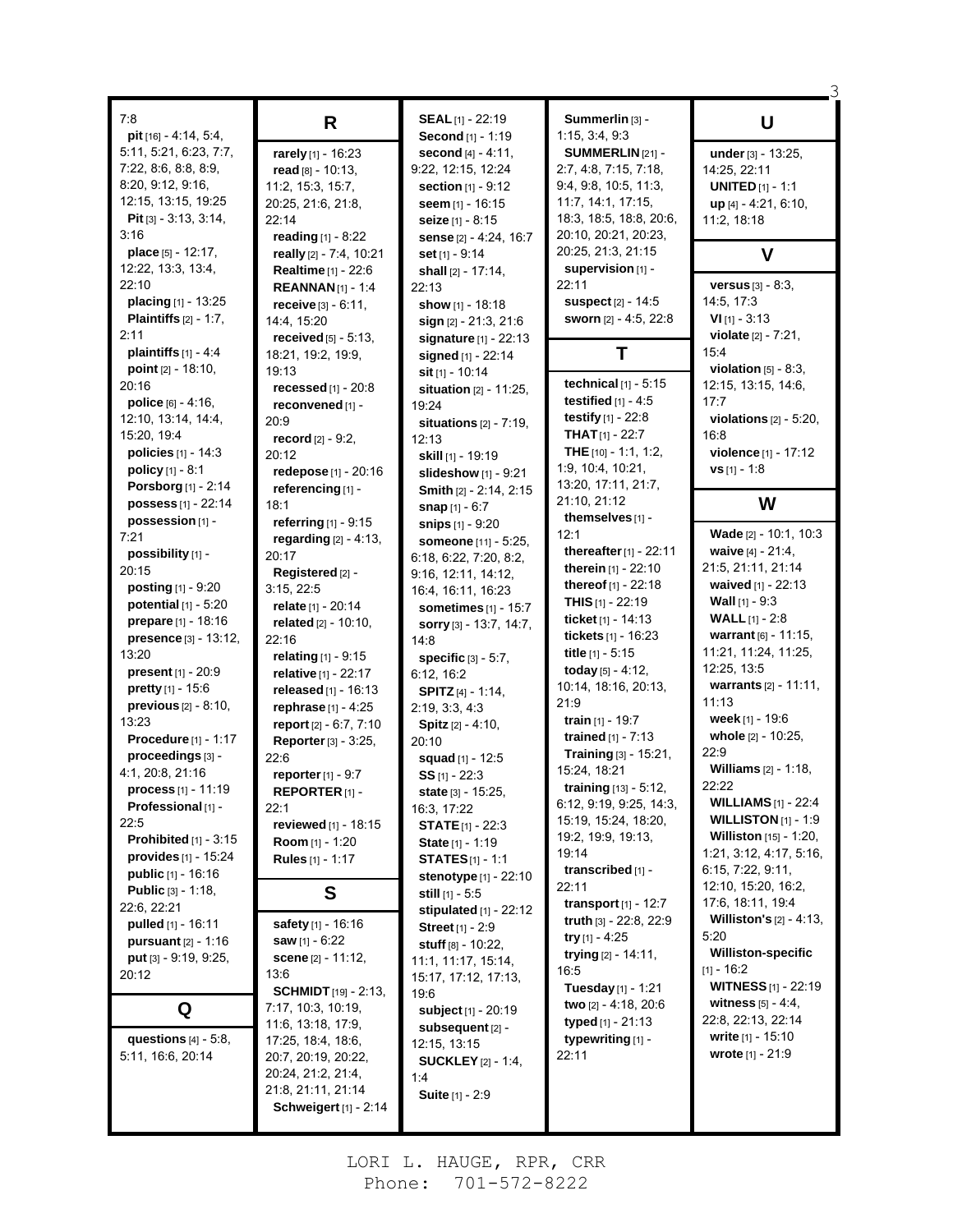7:8
**pit** [16] - 4:14, 5:4, 5:11, 5:21, 6:23, 7:7, 7:22, 8:6, 8:8, 8:9, 8:20, 9:12, 9:16, 12:15, 13:15, 19:25
**Pit** [3] - 3:13, 3:14, 3:16
**place** [5] - 12:17, 12:22, 13:3, 13:4, 22:10
**placing** [1] - 13:25
**Plaintiffs** [2] - 1:7, 2:11
**plaintiffs** [1] - 4:4
**point** [2] - 18:10, 20:16
**police** [6] - 4:16, 12:10, 13:14, 14:4, 15:20, 19:4
**policies** [1] - 14:3
**policy** [1] - 8:1
**Porsborg** [1] - 2:14
**possess** [1] - 22:14
**possession** [1] - 7:21
**possibility** [1] - 20:15
**posting** [1] - 9:20
**potential** [1] - 5:20
**prepare** [1] - 18:16
**presence** [3] - 13:12, 13:20
**present** [1] - 20:9
**pretty** [1] - 15:6
**previous** [2] - 8:10, 13:23
**Procedure** [1] - 1:17
**proceedings** [3] - 4:1, 20:8, 21:16
**process** [1] - 11:19
**Professional** [1] - 22:5
**Prohibited** [1] - 3:15
**provides** [1] - 15:24
**public** [1] - 16:16
**Public** [3] - 1:18, 22:6, 22:21
**pulled** [1] - 16:11
**pursuant** [2] - 1:16
**put** [3] - 9:19, 9:25, 20:12

## Q

**questions** [4] - 5:8, 5:11, 16:6, 20:14

## R

**rarely** [1] - 16:23
**read** [8] - 10:13, 11:2, 15:3, 15:7, 20:25, 21:6, 21:8, 22:14
**reading** [1] - 8:22
**really** [2] - 7:4, 10:21
**Realtime** [1] - 22:6
**REANNAN** [1] - 1:4
**receive** [3] - 6:11, 14:4, 15:20
**received** [5] - 5:13, 18:21, 19:2, 19:9, 19:13
**recessed** [1] - 20:8
**reconvened** [1] - 20:9
**record** [2] - 9:2, 20:12
**redepose** [1] - 20:16
**referencing** [1] - 18:1
**referring** [1] - 9:15
**regarding** [2] - 4:13, 20:17
**Registered** [2] - 3:15, 22:5
**relate** [1] - 20:14
**related** [2] - 10:10, 22:16
**relating** [1] - 9:15
**relative** [1] - 22:17
**released** [1] - 16:13
**rephrase** [1] - 4:25
**report** [2] - 6:7, 7:10
**Reporter** [3] - 3:25, 22:6
**reporter** [1] - 9:7
**REPORTER** [1] - 22:1
**reviewed** [1] - 18:15
**Room** [1] - 1:20
**Rules** [1] - 1:17

## S

**safety** [1] - 16:16
**saw** [1] - 6:22
**scene** [2] - 11:12, 13:6
**SCHMIDT** [19] - 2:13, 7:17, 10:3, 10:19, 11:6, 13:18, 17:9, 17:25, 18:4, 18:6, 20:7, 20:19, 20:22, 20:24, 21:2, 21:4, 21:8, 21:11, 21:14
**Schweigert** [1] - 2:14
**SEAL** [1] - 22:19
**Second** [1] - 1:19
**second** [4] - 4:11, 9:22, 12:15, 12:24
**section** [1] - 9:12
**seem** [1] - 16:15
**seize** [1] - 8:15
**sense** [2] - 4:24, 16:7
**set** [1] - 9:14
**shall** [2] - 17:14, 22:13
**show** [1] - 18:18
**sign** [2] - 21:3, 21:6
**signature** [1] - 22:13
**signed** [1] - 22:14
**sit** [1] - 10:14
**situation** [2] - 11:25, 19:24
**situations** [2] - 7:19, 12:13
**skill** [1] - 19:19
**slideshow** [1] - 9:21
**Smith** [2] - 2:14, 2:15
**snap** [1] - 6:7
**snips** [1] - 9:20
**someone** [11] - 5:25, 6:18, 6:22, 7:20, 8:2, 9:16, 12:11, 14:12, 16:4, 16:11, 16:23
**sometimes** [1] - 15:7
**sorry** [3] - 13:7, 14:7, 14:8
**specific** [3] - 5:7, 6:12, 16:2
**SPITZ** [4] - 1:14, 2:19, 3:3, 4:3
**Spitz** [2] - 4:10, 20:10
**squad** [1] - 12:5
**SS** [1] - 22:3
**state** [3] - 15:25, 16:3, 17:22
**STATE** [1] - 22:3
**State** [1] - 1:19
**STATES** [1] - 1:1
**stenotype** [1] - 22:10
**still** [1] - 5:5
**stipulated** [1] - 22:12
**Street** [1] - 2:9
**stuff** [8] - 10:22, 11:1, 11:17, 15:14, 15:17, 17:12, 17:13, 19:6
**subject** [1] - 20:19
**subsequent** [2] - 12:15, 13:15
**SUCKLEY** [2] - 1:4, 1:4
**Suite** [1] - 2:9
**Summerlin** [3] - 1:15, 3:4, 9:3
**SUMMERLIN** [21] - 2:7, 4:8, 7:15, 7:18, 9:4, 9:8, 10:5, 11:3, 11:7, 14:1, 17:15, 18:3, 18:5, 18:8, 20:6, 20:10, 20:21, 20:23, 20:25, 21:3, 21:15
**supervision** [1] - 22:11
**suspect** [2] - 14:5
**sworn** [2] - 4:5, 22:8

## T

**technical** [1] - 5:15
**testified** [1] - 4:5
**testify** [1] - 22:8
**THAT** [1] - 22:7
**THE** [10] - 1:1, 1:2, 1:9, 10:4, 10:21, 13:20, 17:11, 21:7, 21:10, 21:12
**themselves** [1] - 12:1
**thereafter** [1] - 22:11
**therein** [1] - 22:10
**thereof** [1] - 22:18
**THIS** [1] - 22:19
**ticket** [1] - 14:13
**tickets** [1] - 16:23
**title** [1] - 5:15
**today** [5] - 4:12, 10:14, 18:16, 20:13, 21:9
**train** [1] - 19:7
**trained** [1] - 7:13
**Training** [3] - 15:21, 15:24, 18:21
**training** [13] - 5:12, 6:12, 9:19, 9:25, 14:3, 15:19, 15:24, 18:20, 19:2, 19:9, 19:13, 19:14
**transcribed** [1] - 22:11
**transport** [1] - 12:7
**truth** [3] - 22:8, 22:9
**try** [1] - 4:25
**trying** [2] - 14:11, 16:5
**Tuesday** [1] - 1:21
**two** [2] - 4:18, 20:6
**typed** [1] - 21:13
**typewriting** [1] - 22:11

## U

**under** [3] - 13:25, 14:25, 22:11
**UNITED** [1] - 1:1
**up** [4] - 4:21, 6:10, 11:2, 18:18

## V

**versus** [3] - 8:3, 14:5, 17:3
**VI** [1] - 3:13
**violate** [2] - 7:21, 15:4
**violation** [5] - 8:3, 12:15, 13:15, 14:6, 17:7
**violations** [2] - 5:20, 16:8
**violence** [1] - 17:12
**vs** [1] - 1:8

## W

**Wade** [2] - 10:1, 10:3
**waive** [4] - 21:4, 21:5, 21:11, 21:14
**waived** [1] - 22:13
**Wall** [1] - 9:3
**WALL** [1] - 2:8
**warrant** [6] - 11:15, 11:21, 11:24, 11:25, 12:25, 13:5
**warrants** [2] - 11:11, 11:13
**week** [1] - 19:6
**whole** [2] - 10:25, 22:9
**Williams** [2] - 1:18, 22:22
**WILLIAMS** [1] - 22:4
**WILLISTON** [1] - 1:9
**Williston** [15] - 1:20, 1:21, 3:12, 4:17, 5:16, 6:15, 7:22, 9:11, 12:10, 15:20, 16:2, 17:6, 18:11, 19:4
**Williston's** [2] - 4:13, 5:20
**Williston-specific** [1] - 16:2
**WITNESS** [1] - 22:19
**witness** [5] - 4:4, 22:8, 22:13, 22:14
**write** [1] - 15:10
**wrote** [1] - 21:9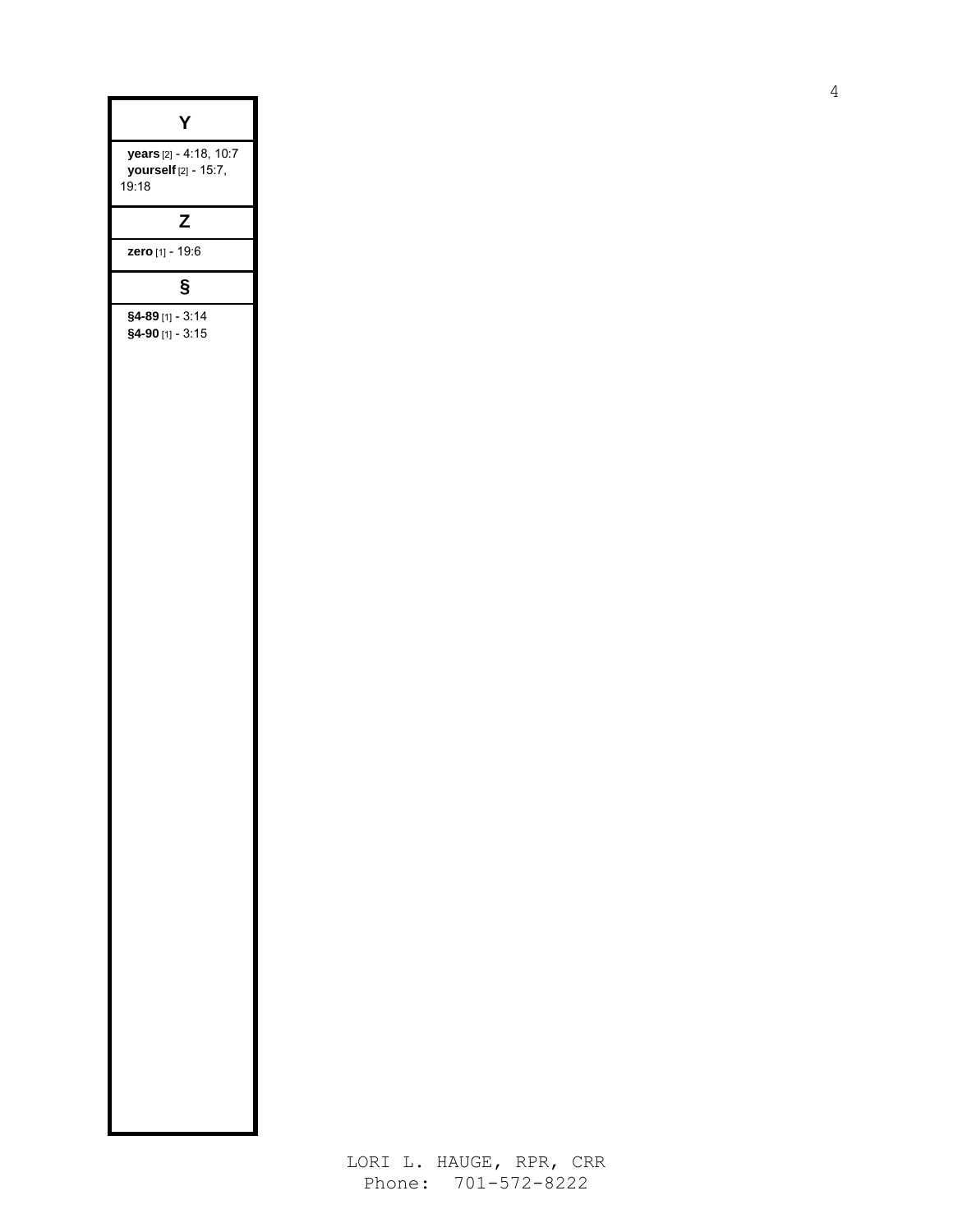### Y

**years** [2] - 4:18, 10:7
**yourself** [2] - 15:7, 19:18

### Z

**zero** [1] - 19:6

### §

**§4-89** [1] - 3:14
**§4-90** [1] - 3:15